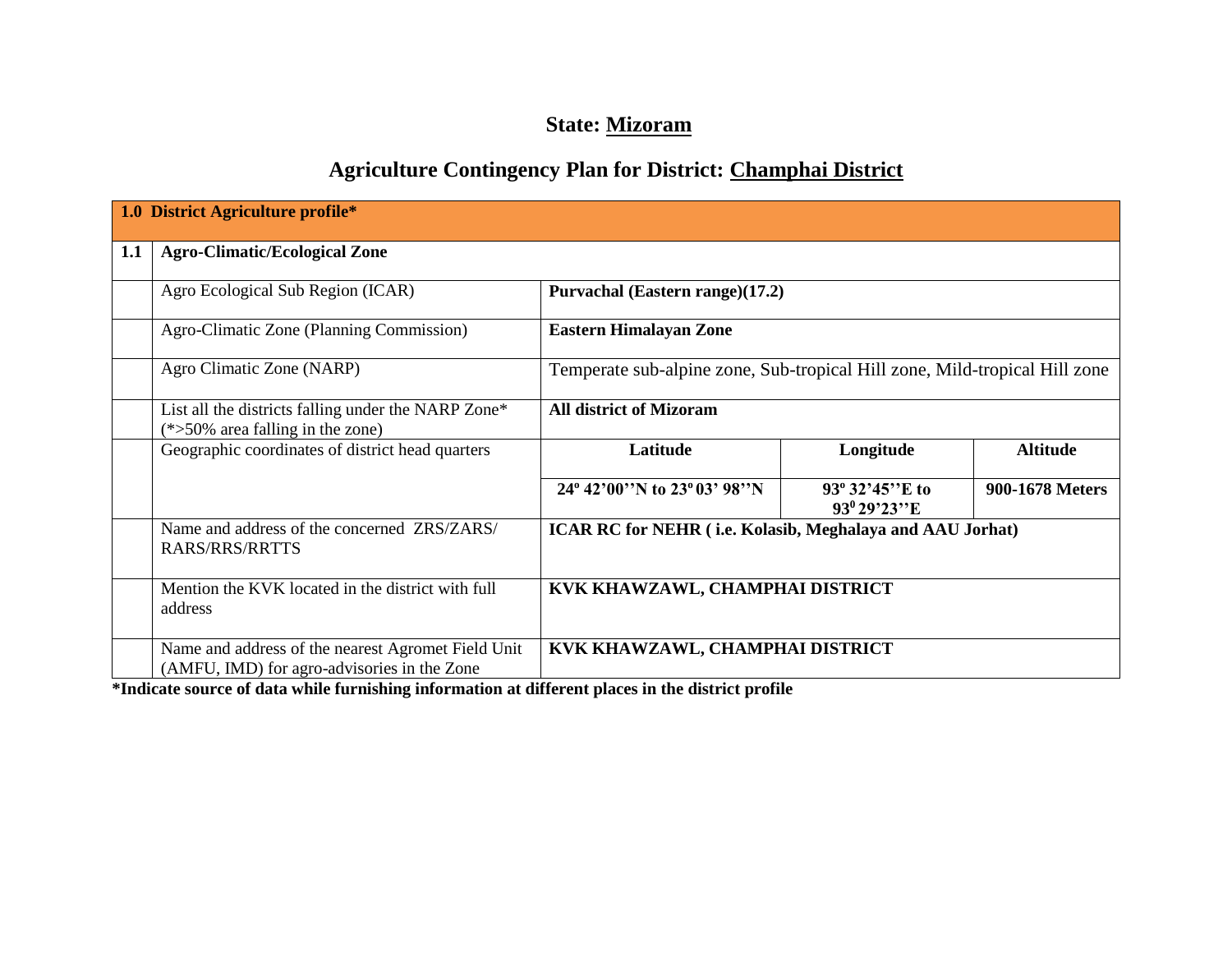# State: Mizoram

## Agriculture Contingency Plan for District: Champhai District

| **1.0 District Agriculture profile*** | | | | |
|---|---|---|---|---|
| **1.1** | **Agro-Climatic/Ecological Zone** | | | |
| | Agro Ecological Sub Region (ICAR) | **Purvachal (Eastern range)(17.2)** | | |
| | Agro-Climatic Zone (Planning Commission) | **Eastern Himalayan Zone** | | |
| | Agro Climatic Zone (NARP) | Temperate sub-alpine zone, Sub-tropical Hill zone, Mild-tropical Hill zone | | |
| | List all the districts falling under the NARP Zone* (*>50% area falling in the zone) | **All district of Mizoram** | | |
| | Geographic coordinates of district head quarters | **Latitude** | **Longitude** | **Altitude** |
| | | **24º 42'00''N to 23º 03' 98''N** | **93º 32'45''E to 93º 29'23''E** | **900-1678 Meters** |
| | Name and address of the concerned ZRS/ZARS/ RARS/RRS/RRTTS | **ICAR RC for NEHR ( i.e. Kolasib, Meghalaya and AAU Jorhat)** | | |
| | Mention the KVK located in the district with full address | **KVK KHAWZAWL, CHAMPHAI DISTRICT** | | |
| | Name and address of the nearest Agromet Field Unit (AMFU, IMD) for agro-advisories in the Zone | **KVK KHAWZAWL, CHAMPHAI DISTRICT** | | |

***Indicate source of data while furnishing information at different places in the district profile**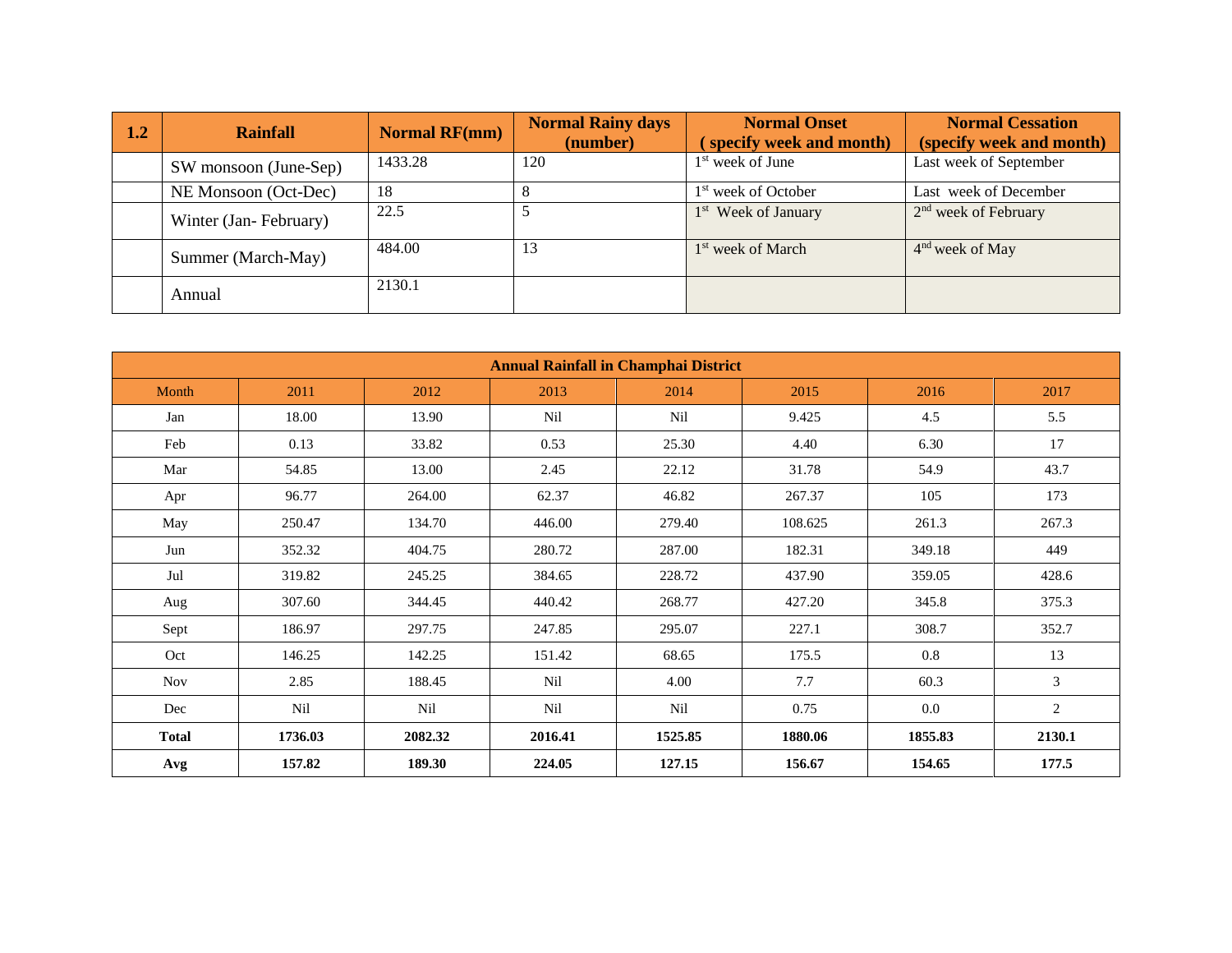| 1.2 | Rainfall | Normal RF(mm) | Normal Rainy days (number) | Normal Onset ( specify week and month) | Normal Cessation (specify week and month) |
|---|---|---|---|---|---|
| | SW monsoon (June-Sep) | 1433.28 | 120 | 1st week of June | Last week of September |
| | NE Monsoon (Oct-Dec) | 18 | 8 | 1st week of October | Last week of December |
| | Winter (Jan- February) | 22.5 | 5 | 1st Week of January | 2nd week of February |
| | Summer (March-May) | 484.00 | 13 | 1st week of March | 4nd week of May |
| | Annual | 2130.1 | | | |

| Annual Rainfall in Champhai District | | | | | | | |
|---|---|---|---|---|---|---|---|
| Month | 2011 | 2012 | 2013 | 2014 | 2015 | 2016 | 2017 |
| Jan | 18.00 | 13.90 | Nil | Nil | 9.425 | 4.5 | 5.5 |
| Feb | 0.13 | 33.82 | 0.53 | 25.30 | 4.40 | 6.30 | 17 |
| Mar | 54.85 | 13.00 | 2.45 | 22.12 | 31.78 | 54.9 | 43.7 |
| Apr | 96.77 | 264.00 | 62.37 | 46.82 | 267.37 | 105 | 173 |
| May | 250.47 | 134.70 | 446.00 | 279.40 | 108.625 | 261.3 | 267.3 |
| Jun | 352.32 | 404.75 | 280.72 | 287.00 | 182.31 | 349.18 | 449 |
| Jul | 319.82 | 245.25 | 384.65 | 228.72 | 437.90 | 359.05 | 428.6 |
| Aug | 307.60 | 344.45 | 440.42 | 268.77 | 427.20 | 345.8 | 375.3 |
| Sept | 186.97 | 297.75 | 247.85 | 295.07 | 227.1 | 308.7 | 352.7 |
| Oct | 146.25 | 142.25 | 151.42 | 68.65 | 175.5 | 0.8 | 13 |
| Nov | 2.85 | 188.45 | Nil | 4.00 | 7.7 | 60.3 | 3 |
| Dec | Nil | Nil | Nil | Nil | 0.75 | 0.0 | 2 |
| **Total** | **1736.03** | **2082.32** | **2016.41** | **1525.85** | **1880.06** | **1855.83** | **2130.1** |
| **Avg** | **157.82** | **189.30** | **224.05** | **127.15** | **156.67** | **154.65** | **177.5** |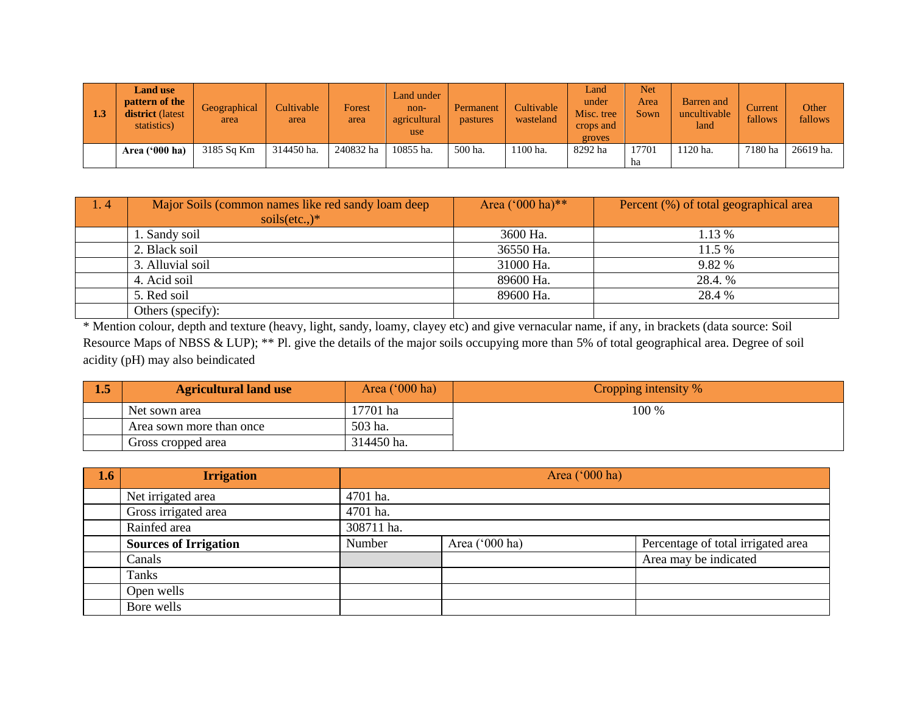| 1.3 | **Land use pattern of the district** (latest statistics) | Geographical area | Cultivable area | Forest area | Land under non-agricultural use | Permanent pastures | Cultivable wasteland | Land under Misc. tree crops and groves | Net Area Sown | Barren and uncultivable land | Current fallows | Other fallows |
|---|---|---|---|---|---|---|---|---|---|---|---|---|
| | **Area ('000 ha)** | 3185 Sq Km | 314450 ha. | 240832 ha | 10855 ha. | 500 ha. | 1100 ha. | 8292 ha | 17701 ha | 1120 ha. | 7180 ha | 26619 ha. |

| 1. 4 | Major Soils (common names like red sandy loam deep soils(etc.,)* | Area ('000 ha)** | Percent (%) of total geographical area |
|---|---|---|---|
| | 1. Sandy soil | 3600 Ha. | 1.13 % |
| | 2. Black soil | 36550 Ha. | 11.5 % |
| | 3. Alluvial soil | 31000 Ha. | 9.82 % |
| | 4. Acid soil | 89600 Ha. | 28.4. % |
| | 5. Red soil | 89600 Ha. | 28.4 % |
| | Others (specify): | | |

* Mention colour, depth and texture (heavy, light, sandy, loamy, clayey etc) and give vernacular name, if any, in brackets (data source: Soil Resource Maps of NBSS & LUP); ** Pl. give the details of the major soils occupying more than 5% of total geographical area. Degree of soil acidity (pH) may also beindicated

| 1.5 | Agricultural land use | Area ('000 ha) | Cropping intensity % |
|---|---|---|---|
| | Net sown area | 17701 ha | 100 % |
| | Area sown more than once | 503 ha. | |
| | Gross cropped area | 314450 ha. | |

| 1.6 | Irrigation | Area ('000 ha) | | |
|---|---|---|---|---|
| | Net irrigated area | 4701 ha. | | |
| | Gross irrigated area | 4701 ha. | | |
| | Rainfed area | 308711 ha. | | |
| | **Sources of Irrigation** | Number | Area ('000 ha) | Percentage of total irrigated area |
| | Canals | | | Area may be indicated |
| | Tanks | | | |
| | Open wells | | | |
| | Bore wells | | | |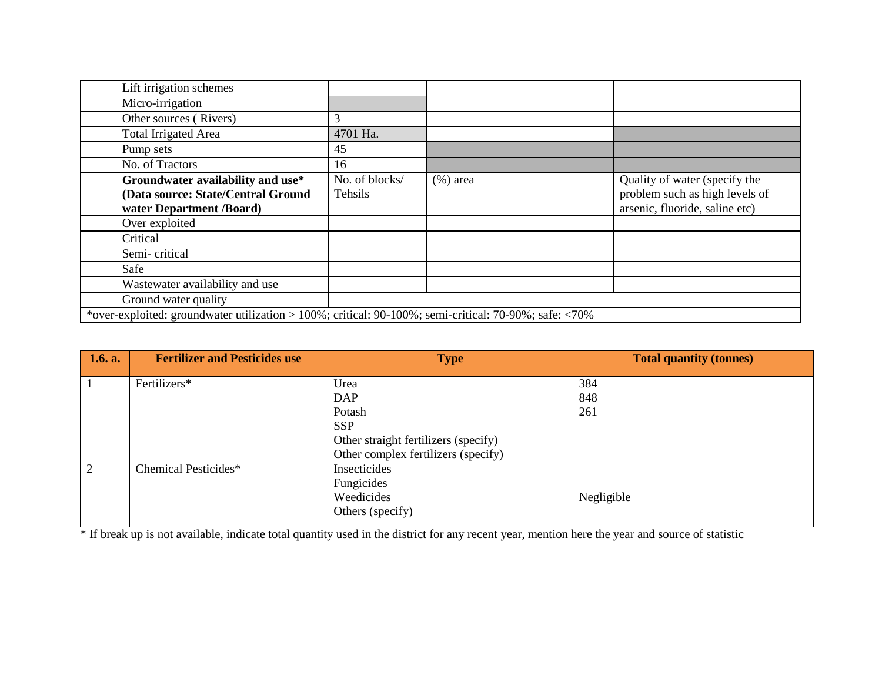| | | | | |
|---|---|---|---|---|
| | Lift irrigation schemes | | | |
| | Micro-irrigation | | | |
| | Other sources ( Rivers) | 3 | | |
| | Total Irrigated Area | 4701 Ha. | | |
| | Pump sets | 45 | | |
| | No. of Tractors | 16 | | |
| | **Groundwater availability and use* (Data source: State/Central Ground water Department /Board)** | No. of blocks/ Tehsils | (%) area | Quality of water (specify the problem such as high levels of arsenic, fluoride, saline etc) |
| | Over exploited | | | |
| | Critical | | | |
| | Semi- critical | | | |
| | Safe | | | |
| | Wastewater availability and use | | | |
| | Ground water quality | | | |
| *over-exploited: groundwater utilization > 100%; critical: 90-100%; semi-critical: 70-90%; safe: <70% | | | | |

| 1.6. a. | Fertilizer and Pesticides use | Type | Total quantity (tonnes) |
|---|---|---|---|
| 1 | Fertilizers* | Urea<br>DAP<br>Potash<br>SSP<br>Other straight fertilizers (specify)<br>Other complex fertilizers (specify) | 384<br>848<br>261 |
| 2 | Chemical Pesticides* | Insecticides<br>Fungicides<br>Weedicides<br>Others (specify) | Negligible |

* If break up is not available, indicate total quantity used in the district for any recent year, mention here the year and source of statistic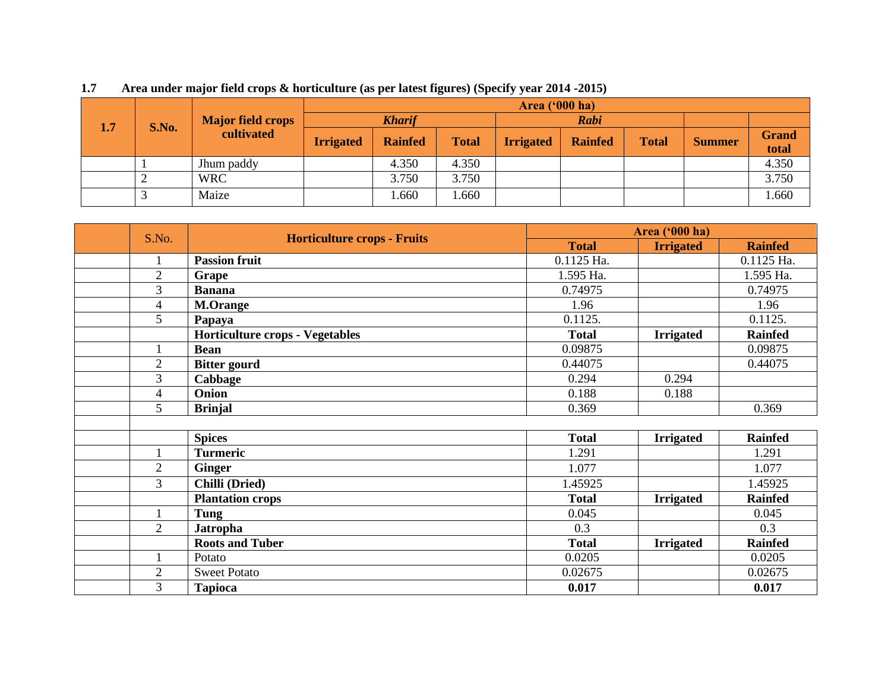**1.7 Area under major field crops & horticulture (as per latest figures) (Specify year 2014 -2015)**

| 1.7 | S.No. | Major field crops cultivated | Area ('000 ha) | | | | | | | |
|---|---|---|---|---|---|---|---|---|---|---|
| | | | *Kharif* | | | *Rabi* | | | | |
| | | | Irrigated | Rainfed | Total | Irrigated | Rainfed | Total | Summer | Grand total |
| | 1 | Jhum paddy | | 4.350 | 4.350 | | | | | 4.350 |
| | 2 | WRC | | 3.750 | 3.750 | | | | | 3.750 |
| | 3 | Maize | | 1.660 | 1.660 | | | | | 1.660 |

| | S.No. | Horticulture crops - Fruits | Area ('000 ha) | | |
|---|---|---|---|---|---|
| | | | **Total** | **Irrigated** | **Rainfed** |
| | 1 | **Passion fruit** | 0.1125 Ha. | | 0.1125 Ha. |
| | 2 | **Grape** | 1.595 Ha. | | 1.595 Ha. |
| | 3 | **Banana** | 0.74975 | | 0.74975 |
| | 4 | **M.Orange** | 1.96 | | 1.96 |
| | 5 | **Papaya** | 0.1125. | | 0.1125. |
| | | **Horticulture crops - Vegetables** | **Total** | **Irrigated** | **Rainfed** |
| | 1 | **Bean** | 0.09875 | | 0.09875 |
| | 2 | **Bitter gourd** | 0.44075 | | 0.44075 |
| | 3 | **Cabbage** | 0.294 | 0.294 | |
| | 4 | **Onion** | 0.188 | 0.188 | |
| | 5 | **Brinjal** | 0.369 | | 0.369 |
| | | | | | |
| | | **Spices** | **Total** | **Irrigated** | **Rainfed** |
| | 1 | **Turmeric** | 1.291 | | 1.291 |
| | 2 | **Ginger** | 1.077 | | 1.077 |
| | 3 | **Chilli (Dried)** | 1.45925 | | 1.45925 |
| | | **Plantation crops** | **Total** | **Irrigated** | **Rainfed** |
| | 1 | **Tung** | 0.045 | | 0.045 |
| | 2 | **Jatropha** | 0.3 | | 0.3 |
| | | **Roots and Tuber** | **Total** | **Irrigated** | **Rainfed** |
| | 1 | Potato | 0.0205 | | 0.0205 |
| | 2 | Sweet Potato | 0.02675 | | 0.02675 |
| | 3 | **Tapioca** | **0.017** | | **0.017** |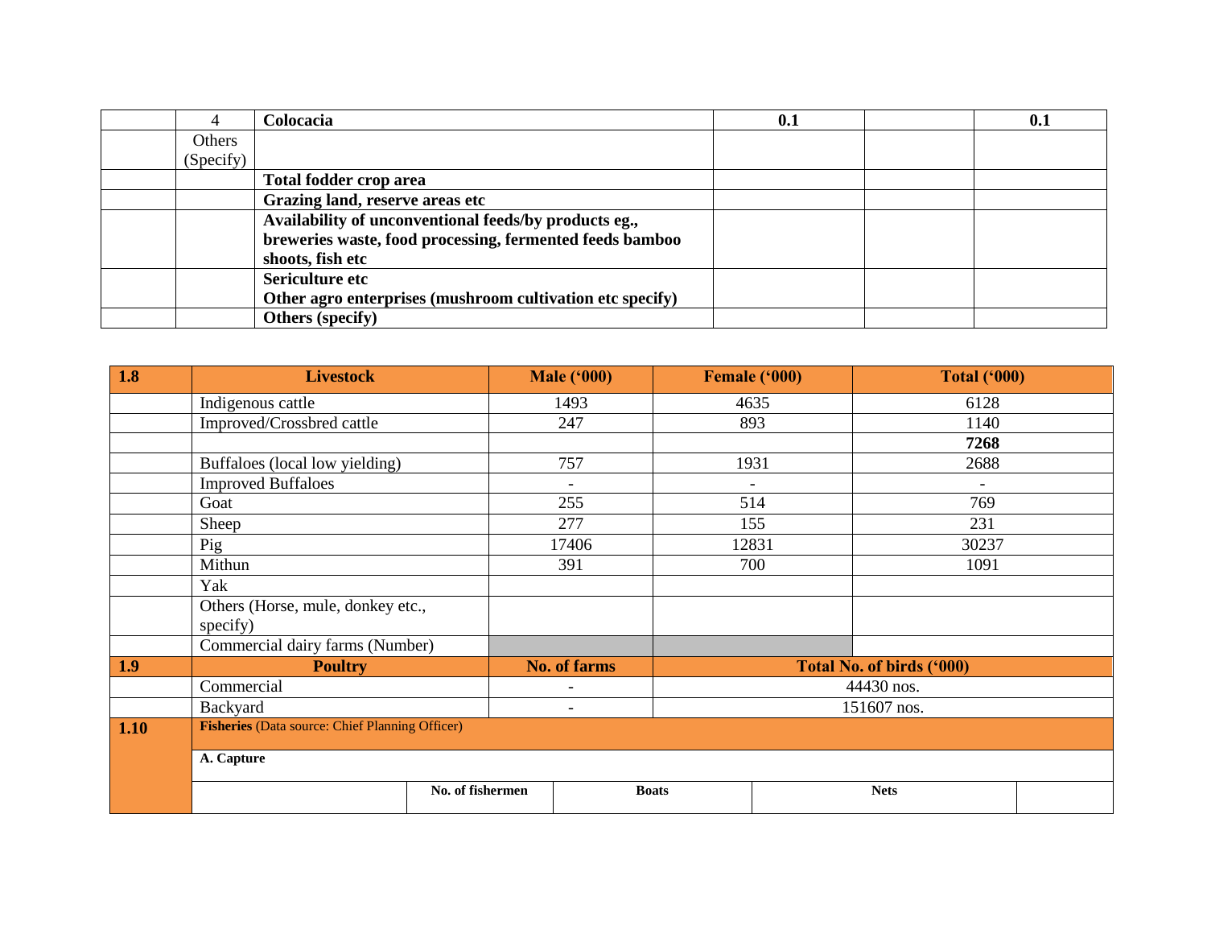|  |  |  |  |  |  |
|---|---|---|---|---|---|
|  | 4 | **Colocacia** | **0.1** |  | **0.1** |
|  | Others (Specify) |  |  |  |  |
|  |  | **Total fodder crop area** |  |  |  |
|  |  | **Grazing land, reserve areas etc** |  |  |  |
|  |  | **Availability of unconventional feeds/by products eg., breweries waste, food processing, fermented feeds bamboo shoots, fish etc** |  |  |  |
|  |  | **Sericulture etc**<br>**Other agro enterprises (mushroom cultivation etc specify)** |  |  |  |
|  |  | **Others (specify)** |  |  |  |

| **1.8** | **Livestock** | **Male ('000)** | **Female ('000)** | **Total ('000)** |
|---|---|---|---|---|
|  | Indigenous cattle | 1493 | 4635 | 6128 |
|  | Improved/Crossbred cattle | 247 | 893 | 1140 |
|  |  |  |  | **7268** |
|  | Buffaloes (local low yielding) | 757 | 1931 | 2688 |
|  | Improved Buffaloes | - | - | - |
|  | Goat | 255 | 514 | 769 |
|  | Sheep | 277 | 155 | 231 |
|  | Pig | 17406 | 12831 | 30237 |
|  | Mithun | 391 | 700 | 1091 |
|  | Yak |  |  |  |
|  | Others (Horse, mule, donkey etc., specify) |  |  |  |
|  | Commercial dairy farms (Number) |  |  |  |
| **1.9** | **Poultry** | **No. of farms** | **Total No. of birds ('000)** |  |
|  | Commercial | - | 44430 nos. |  |
|  | Backyard | - | 151607 nos. |  |

| **1.10** | **Fisheries** (Data source: Chief Planning Officer) |  |  |  |  |
|---|---|---|---|---|---|
|  | **A. Capture** |  |  |  |  |
|  |  | **No. of fishermen** | **Boats** | **Nets** |  |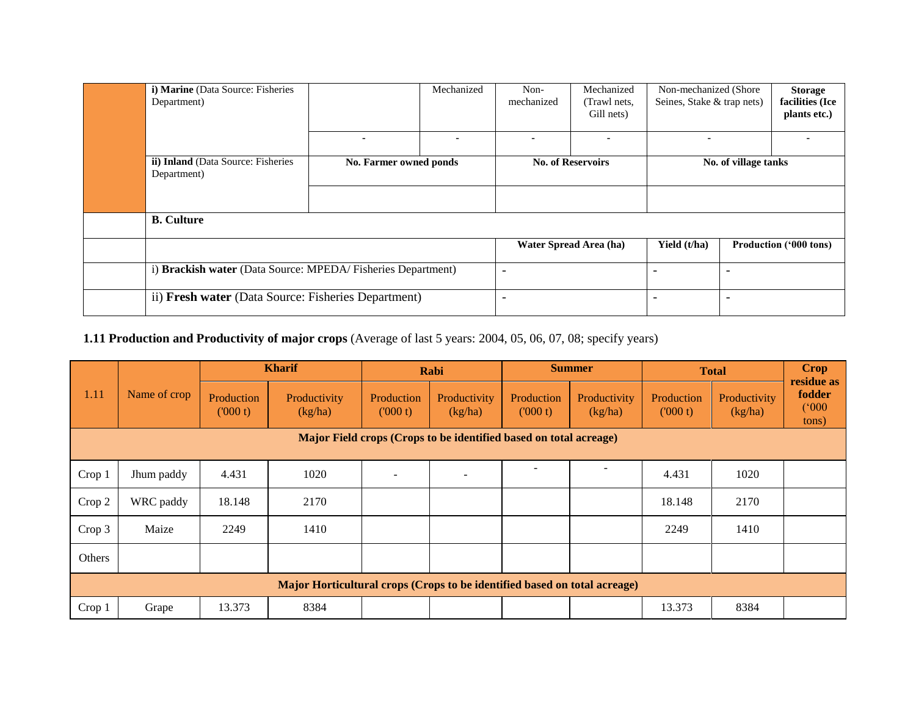| | | | | | | | | |
|---|---|---|---|---|---|---|---|---|
| | **i) Marine** (Data Source: Fisheries Department) | | Mechanized | Non-mechanized | Mechanized (Trawl nets, Gill nets) | Non-mechanized (Shore Seines, Stake & trap nets) | | **Storage facilities (Ice plants etc.)** |
| | | - | - | - | - | - | | - |
| | **ii) Inland** (Data Source: Fisheries Department) | **No. Farmer owned ponds** | | **No. of Reservoirs** | | **No. of village tanks** | | |
| | | | | | | | | |
| | **B. Culture** | | | | | | | |
| | | | | **Water Spread Area (ha)** | | **Yield (t/ha)** | **Production ('000 tons)** | |
| | i) **Brackish water** (Data Source: MPEDA/ Fisheries Department) | | | - | | - | - | |
| | ii) **Fresh water** (Data Source: Fisheries Department) | | | - | | - | - | |

**1.11 Production and Productivity of major crops** (Average of last 5 years: 2004, 05, 06, 07, 08; specify years)

| 1.11 | Name of crop | Kharif | | Rabi | | Summer | | Total | | Crop residue as fodder ('000 tons) |
|---|---|---|---|---|---|---|---|---|---|---|
| | | Production ('000 t) | Productivity (kg/ha) | Production ('000 t) | Productivity (kg/ha) | Production ('000 t) | Productivity (kg/ha) | Production ('000 t) | Productivity (kg/ha) | |
| **Major Field crops (Crops to be identified based on total acreage)** | | | | | | | | | | |
| Crop 1 | Jhum paddy | 4.431 | 1020 | - | - | - | - | 4.431 | 1020 | |
| Crop 2 | WRC paddy | 18.148 | 2170 | | | | | 18.148 | 2170 | |
| Crop 3 | Maize | 2249 | 1410 | | | | | 2249 | 1410 | |
| Others | | | | | | | | | | |
| **Major Horticultural crops (Crops to be identified based on total acreage)** | | | | | | | | | | |
| Crop 1 | Grape | 13.373 | 8384 | | | | | 13.373 | 8384 | |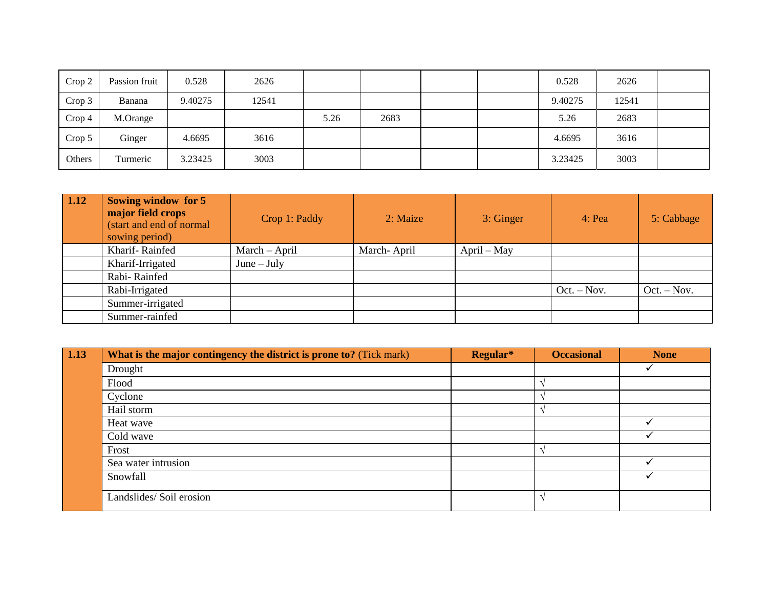| | | | | | | | | | | |
|---|---|---|---|---|---|---|---|---|---|---|
| Crop 2 | Passion fruit | 0.528 | 2626 | | | | | 0.528 | 2626 | |
| Crop 3 | Banana | 9.40275 | 12541 | | | | | 9.40275 | 12541 | |
| Crop 4 | M.Orange | | | 5.26 | 2683 | | | 5.26 | 2683 | |
| Crop 5 | Ginger | 4.6695 | 3616 | | | | | 4.6695 | 3616 | |
| Others | Turmeric | 3.23425 | 3003 | | | | | 3.23425 | 3003 | |

| 1.12 | **Sowing window for 5 major field crops** (start and end of normal sowing period) | Crop 1: Paddy | 2: Maize | 3: Ginger | 4: Pea | 5: Cabbage |
|---|---|---|---|---|---|---|
| | Kharif- Rainfed | March – April | March- April | April – May | | |
| | Kharif-Irrigated | June – July | | | | |
| | Rabi- Rainfed | | | | | |
| | Rabi-Irrigated | | | | Oct. – Nov. | Oct. – Nov. |
| | Summer-irrigated | | | | | |
| | Summer-rainfed | | | | | |

| 1.13 | **What is the major contingency the district is prone to?** (Tick mark) | **Regular*** | **Occasional** | **None** |
|---|---|---|---|---|
| | Drought | | | ✓ |
| | Flood | | √ | |
| | Cyclone | | √ | |
| | Hail storm | | √ | |
| | Heat wave | | | ✓ |
| | Cold wave | | | ✓ |
| | Frost | | √ | |
| | Sea water intrusion | | | ✓ |
| | Snowfall | | | ✓ |
| | Landslides/ Soil erosion | | √ | |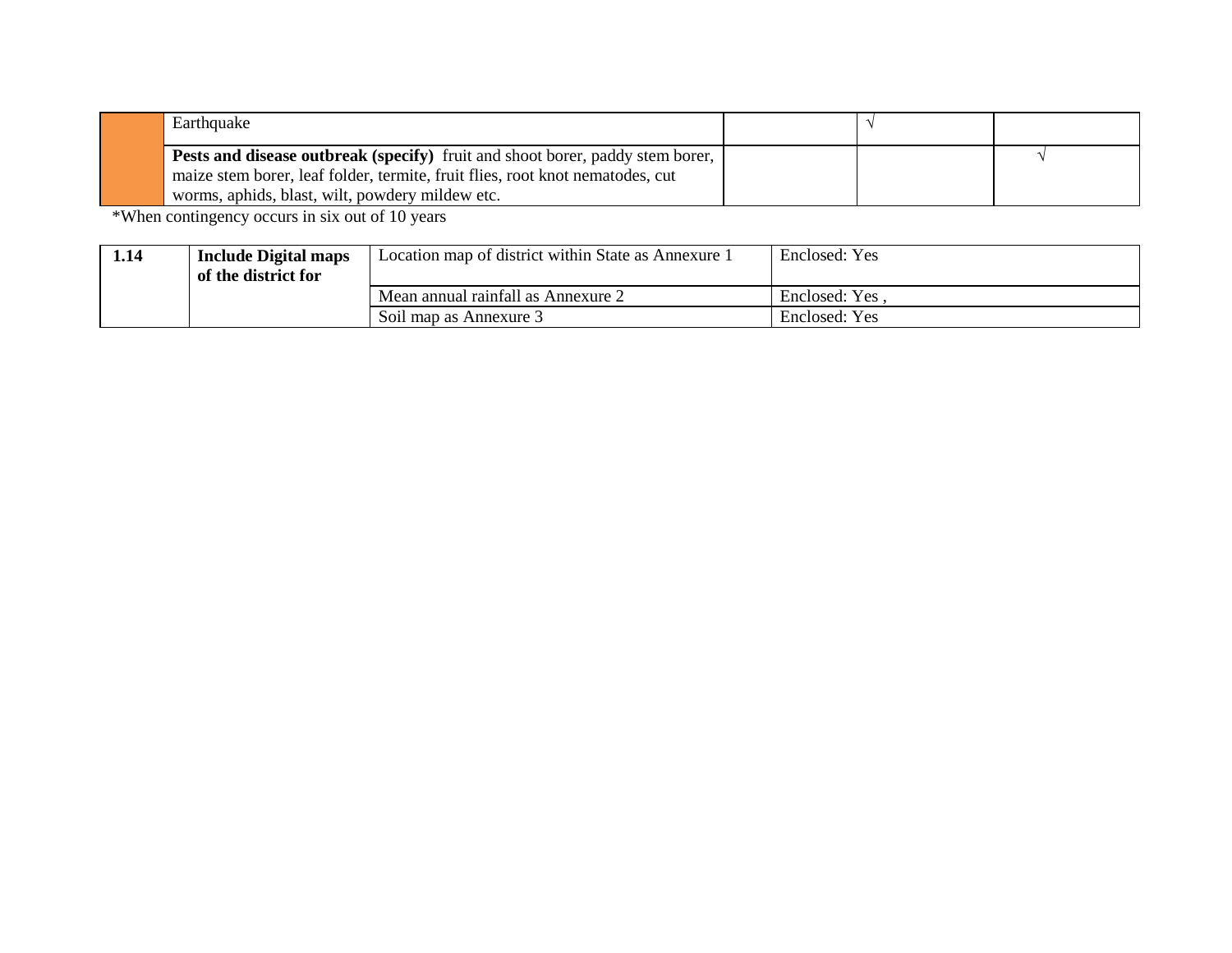| | | | | |
|---|---|---|---|---|
| | Earthquake | | √ | |
| | **Pests and disease outbreak (specify)** fruit and shoot borer, paddy stem borer, maize stem borer, leaf folder, termite, fruit flies, root knot nematodes, cut worms, aphids, blast, wilt, powdery mildew etc. | | | √ |

*When contingency occurs in six out of 10 years

| | | | |
|---|---|---|---|
| **1.14** | **Include Digital maps of the district for** | Location map of district within State as Annexure 1 | Enclosed: Yes |
| | | Mean annual rainfall as Annexure 2 | Enclosed: Yes , |
| | | Soil map as Annexure 3 | Enclosed: Yes |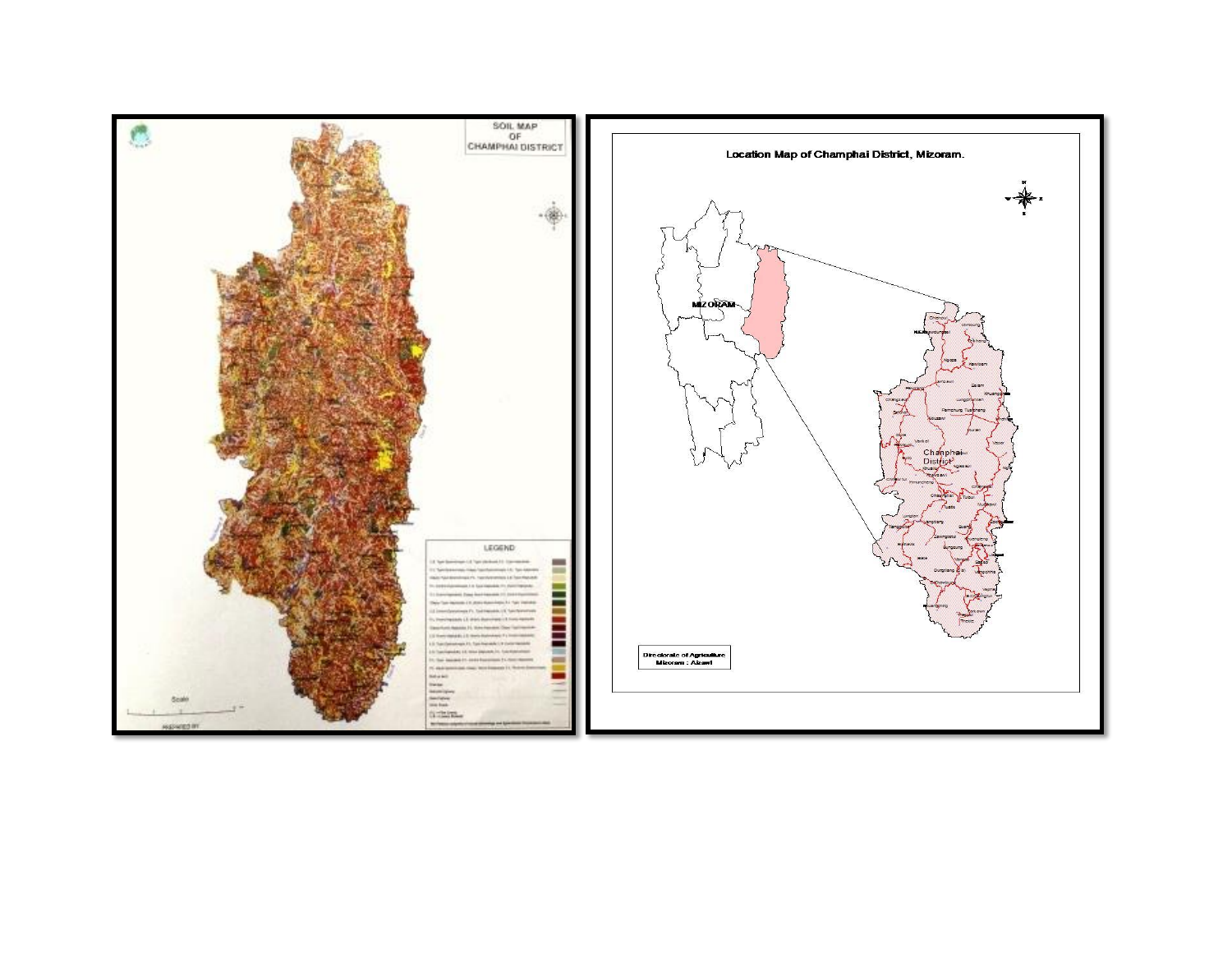SOIL MAP OF CHAMPHAI DISTRICT

Location Map of Champhai District, Mizoram.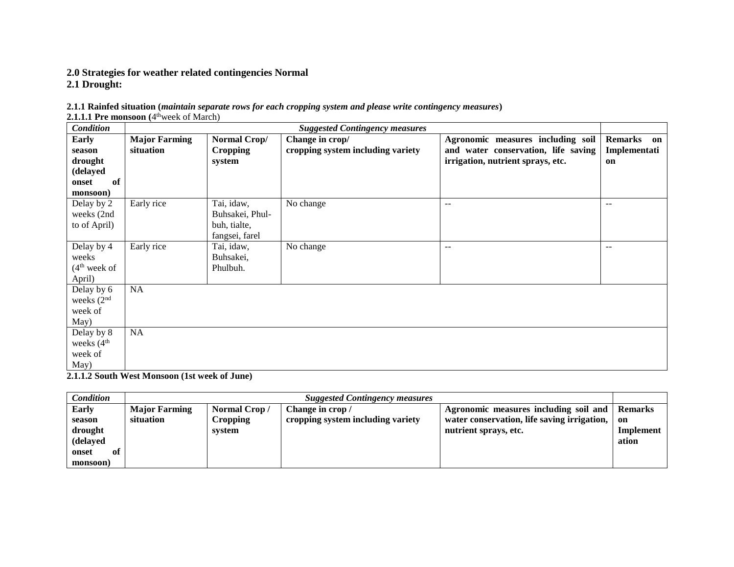**2.0 Strategies for weather related contingencies Normal**

**2.1 Drought:**

**2.1.1 Rainfed situation (*maintain separate rows for each cropping system and please write contingency measures*)**

**2.1.1.1 Pre monsoon (**4th week of March)

| *Condition* | *Suggested Contingency measures* | | | | |
|---|---|---|---|---|---|
| **Early season drought (delayed onset of monsoon)** | **Major Farming situation** | **Normal Crop/ Cropping system** | **Change in crop/ cropping system including variety** | **Agronomic measures including soil and water conservation, life saving irrigation, nutrient sprays, etc.** | **Remarks on Implementation** |
| Delay by 2 weeks (2nd to of April) | Early rice | Tai, idaw, Buhsakei, Phul-buh, tialte, fangsei, farel | No change | -- | -- |
| Delay by 4 weeks (4th week of April) | Early rice | Tai, idaw, Buhsakei, Phulbuh. | No change | -- | -- |
| Delay by 6 weeks (2nd week of May) | NA | | | | |
| Delay by 8 weeks (4th week of May) | NA | | | | |

**2.1.1.2 South West Monsoon (1st week of June)**

| *Condition* | *Suggested Contingency measures* | | | | |
|---|---|---|---|---|---|
| **Early season drought (delayed onset of monsoon)** | **Major Farming situation** | **Normal Crop / Cropping system** | **Change in crop / cropping system including variety** | **Agronomic measures including soil and water conservation, life saving irrigation, nutrient sprays, etc.** | **Remarks on Implementation** |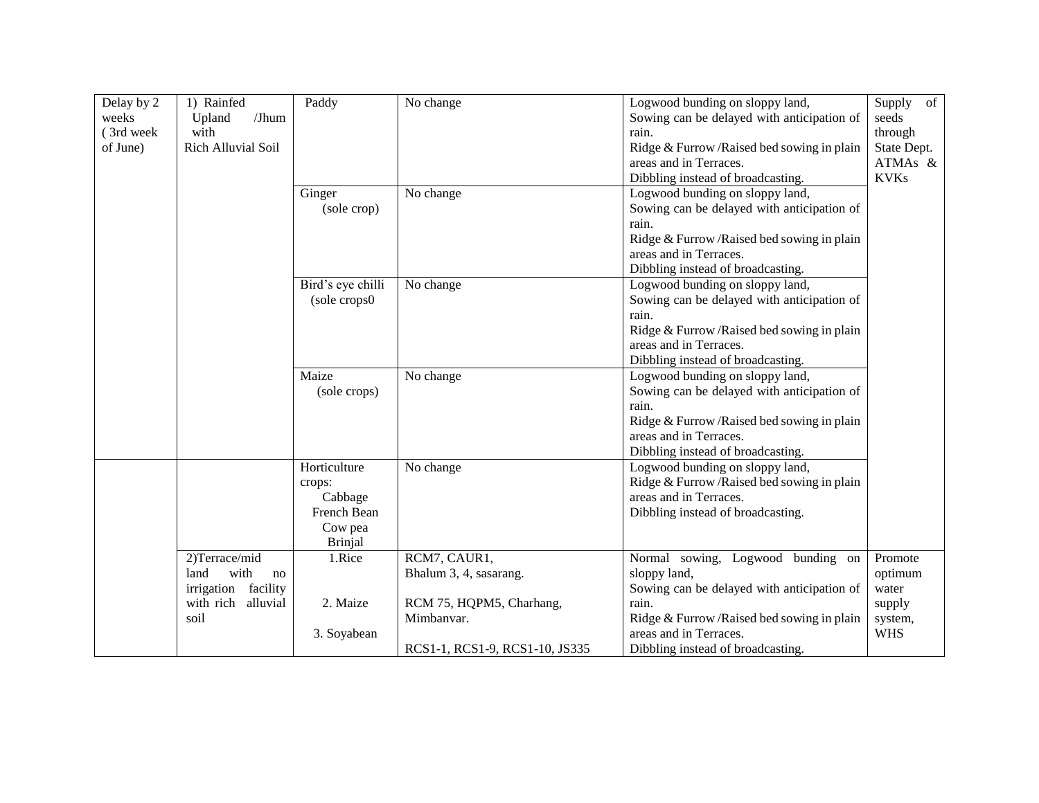| Delay by 2 weeks (3rd week of June) | 1) Rainfed Upland /Jhum with Rich Alluvial Soil | Paddy | No change | Logwood bunding on sloppy land,<br>Sowing can be delayed with anticipation of rain.<br>Ridge & Furrow /Raised bed sowing in plain areas and in Terraces.<br>Dibbling instead of broadcasting. | Supply of seeds through State Dept. ATMAs & KVKs |
|---|---|---|---|---|---|
| | | Ginger (sole crop) | No change | Logwood bunding on sloppy land,<br>Sowing can be delayed with anticipation of rain.<br>Ridge & Furrow /Raised bed sowing in plain areas and in Terraces.<br>Dibbling instead of broadcasting. | |
| | | Bird's eye chilli (sole crops0 | No change | Logwood bunding on sloppy land,<br>Sowing can be delayed with anticipation of rain.<br>Ridge & Furrow /Raised bed sowing in plain areas and in Terraces.<br>Dibbling instead of broadcasting. | |
| | | Maize (sole crops) | No change | Logwood bunding on sloppy land,<br>Sowing can be delayed with anticipation of rain.<br>Ridge & Furrow /Raised bed sowing in plain areas and in Terraces.<br>Dibbling instead of broadcasting. | |
| | | Horticulture crops:<br>Cabbage<br>French Bean<br>Cow pea<br>Brinjal | No change | Logwood bunding on sloppy land,<br>Ridge & Furrow /Raised bed sowing in plain areas and in Terraces.<br>Dibbling instead of broadcasting. | |
| | 2)Terrace/mid land with no irrigation facility with rich alluvial soil | 1.Rice<br><br>2. Maize<br><br>3. Soyabean | RCM7, CAUR1,<br>Bhalum 3, 4, sasarang.<br><br>RCM 75, HQPM5, Charhang, Mimbanvar.<br><br>RCS1-1, RCS1-9, RCS1-10, JS335 | Normal sowing, Logwood bunding on sloppy land,<br>Sowing can be delayed with anticipation of rain.<br>Ridge & Furrow /Raised bed sowing in plain areas and in Terraces.<br>Dibbling instead of broadcasting. | Promote optimum water supply system, WHS |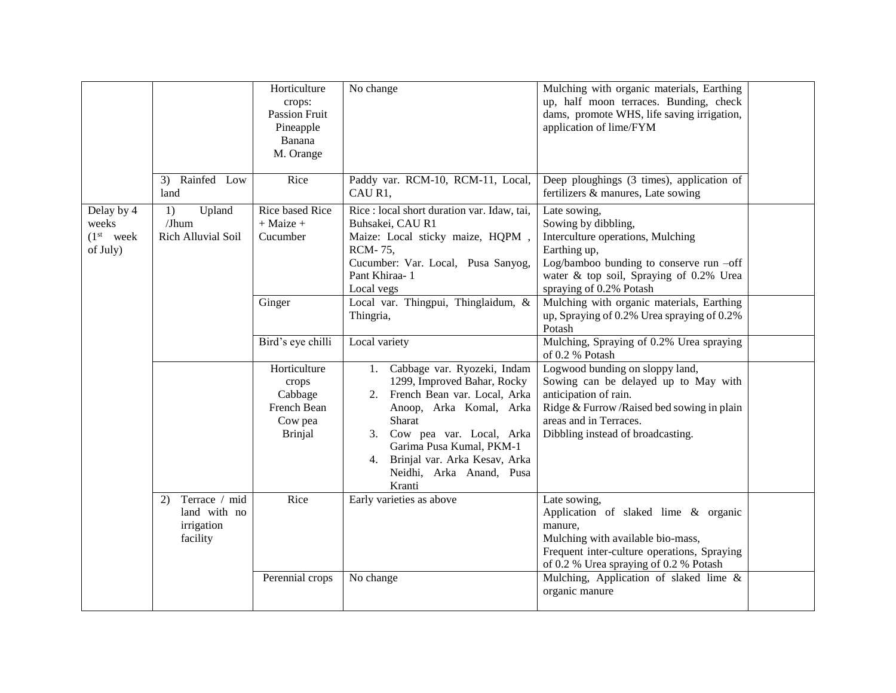| | | | | | |
|---|---|---|---|---|---|
| | | Horticulture crops: Passion Fruit Pineapple Banana M. Orange | No change | Mulching with organic materials, Earthing up, half moon terraces. Bunding, check dams, promote WHS, life saving irrigation, application of lime/FYM | |
| | 3) Rainfed Low land | Rice | Paddy var. RCM-10, RCM-11, Local, CAU R1, | Deep ploughings (3 times), application of fertilizers & manures, Late sowing | |
| Delay by 4 weeks (1st week of July) | 1) Upland /Jhum Rich Alluvial Soil | Rice based Rice + Maize + Cucumber | Rice : local short duration var. Idaw, tai, Buhsakei, CAU R1<br>Maize: Local sticky maize, HQPM , RCM- 75,<br>Cucumber: Var. Local, Pusa Sanyog, Pant Khiraa- 1<br>Local vegs | Late sowing,<br>Sowing by dibbling,<br>Interculture operations, Mulching<br>Earthing up,<br>Log/bamboo bunding to conserve run –off water & top soil, Spraying of 0.2% Urea spraying of 0.2% Potash | |
| | | Ginger | Local var. Thingpui, Thinglaidum, & Thingria, | Mulching with organic materials, Earthing up, Spraying of 0.2% Urea spraying of 0.2% Potash | |
| | | Bird's eye chilli | Local variety | Mulching, Spraying of 0.2% Urea spraying of 0.2 % Potash | |
| | | Horticulture crops Cabbage French Bean Cow pea Brinjal | 1. Cabbage var. Ryozeki, Indam 1299, Improved Bahar, Rocky<br>2. French Bean var. Local, Arka Anoop, Arka Komal, Arka Sharat<br>3. Cow pea var. Local, Arka Garima Pusa Kumal, PKM-1<br>4. Brinjal var. Arka Kesav, Arka Neidhi, Arka Anand, Pusa Kranti | Logwood bunding on sloppy land,<br>Sowing can be delayed up to May with anticipation of rain.<br>Ridge & Furrow /Raised bed sowing in plain areas and in Terraces.<br>Dibbling instead of broadcasting. | |
| | 2) Terrace / mid land with no irrigation facility | Rice | Early varieties as above | Late sowing,<br>Application of slaked lime & organic manure,<br>Mulching with available bio-mass,<br>Frequent inter-culture operations, Spraying of 0.2 % Urea spraying of 0.2 % Potash | |
| | | Perennial crops | No change | Mulching, Application of slaked lime & organic manure | |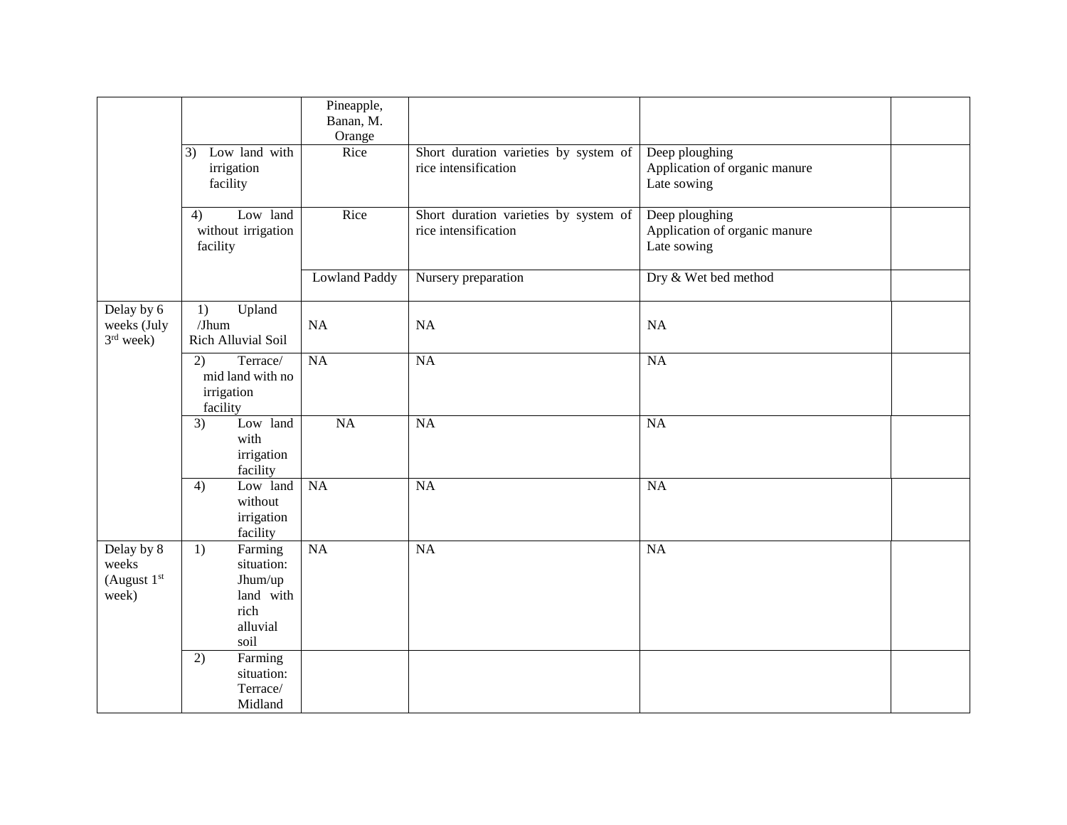| | | | | | |
|---|---|---|---|---|---|
| | | Pineapple, Banan, M. Orange | | | |
| | 3) Low land with irrigation facility | Rice | Short duration varieties by system of rice intensification | Deep ploughing<br>Application of organic manure<br>Late sowing | |
| | 4) Low land without irrigation facility | Rice | Short duration varieties by system of rice intensification | Deep ploughing<br>Application of organic manure<br>Late sowing | |
| | | Lowland Paddy | Nursery preparation | Dry & Wet bed method | |
| Delay by 6 weeks (July 3rd week) | 1) Upland /Jhum Rich Alluvial Soil | NA | NA | NA | |
| | 2) Terrace/ mid land with no irrigation facility | NA | NA | NA | |
| | 3) Low land with irrigation facility | NA | NA | NA | |
| | 4) Low land without irrigation facility | NA | NA | NA | |
| Delay by 8 weeks (August 1st week) | 1) Farming situation: Jhum/up land with rich alluvial soil | NA | NA | NA | |
| | 2) Farming situation: Terrace/ Midland | | | | |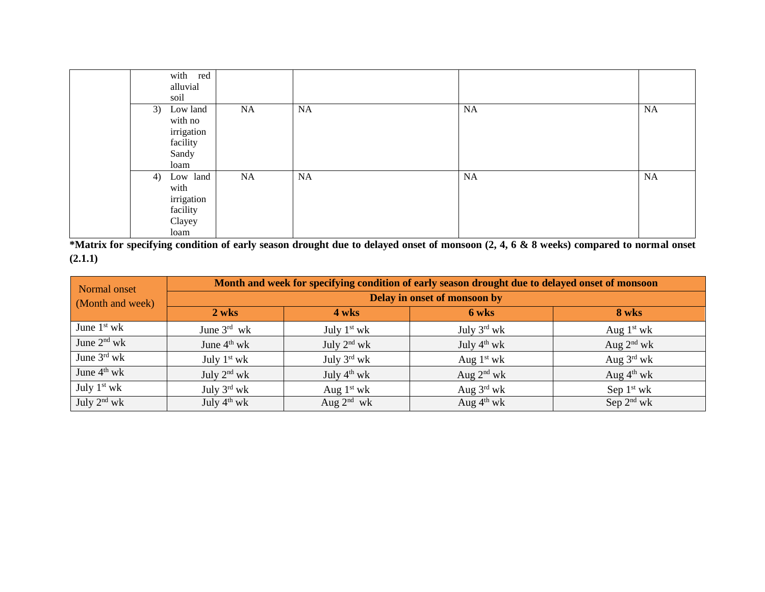|  | with red alluvial soil |  |  |  |  |
|---|---|---|---|---|---|
|  | 3) Low land with no irrigation facility Sandy loam | NA | NA | NA | NA |
|  | 4) Low land with irrigation facility Clayey loam | NA | NA | NA | NA |

**\*Matrix for specifying condition of early season drought due to delayed onset of monsoon (2, 4, 6 & 8 weeks) compared to normal onset (2.1.1)**

| Normal onset (Month and week) | Month and week for specifying condition of early season drought due to delayed onset of monsoon | | | |
|---|---|---|---|---|
| | Delay in onset of monsoon by | | | |
| | **2 wks** | **4 wks** | **6 wks** | **8 wks** |
| June 1st wk | June 3rd wk | July 1st wk | July 3rd wk | Aug 1st wk |
| June 2nd wk | June 4th wk | July 2nd wk | July 4th wk | Aug 2nd wk |
| June 3rd wk | July 1st wk | July 3rd wk | Aug 1st wk | Aug 3rd wk |
| June 4th wk | July 2nd wk | July 4th wk | Aug 2nd wk | Aug 4th wk |
| July 1st wk | July 3rd wk | Aug 1st wk | Aug 3rd wk | Sep 1st wk |
| July 2nd wk | July 4th wk | Aug 2nd wk | Aug 4th wk | Sep 2nd wk |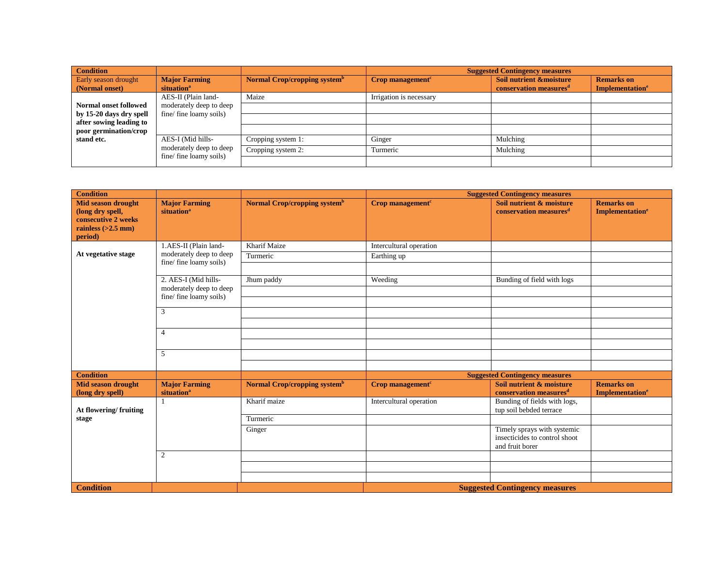| Condition | | | Suggested Contingency measures | | |
|---|---|---|---|---|---|
| Early season drought **(Normal onset)** | **Major Farming situation[a]** | **Normal Crop/cropping system[b]** | **Crop management[c]** | **Soil nutrient &moisture conservation measures[d]** | **Remarks on Implementation[e]** |
| **Normal onset followed by 15-20 days dry spell after sowing leading to poor germination/crop stand etc.** | AES-II (Plain land- moderately deep to deep fine/ fine loamy soils) | Maize | Irrigation is necessary | | |
| | | | | | |
| | | | | | |
| | | | | | |
| | AES-I (Mid hills- moderately deep to deep fine/ fine loamy soils) | Cropping system 1: | Ginger | Mulching | |
| | | Cropping system 2: | Turmeric | Mulching | |
| | | | | | |

| Condition | | | Suggested Contingency measures | | |
|---|---|---|---|---|---|
| **Mid season drought (long dry spell, consecutive 2 weeks rainless (>2.5 mm) period)** | **Major Farming situation[a]** | **Normal Crop/cropping system[b]** | **Crop management[c]** | **Soil nutrient & moisture conservation measures[d]** | **Remarks on Implementation[e]** |
| **At vegetative stage** | 1.AES-II (Plain land- moderately deep to deep fine/ fine loamy soils) | Kharif Maize | Intercultural operation | | |
| | | Turmeric | Earthing up | | |
| | | | | | |
| | 2. AES-I (Mid hills- moderately deep to deep fine/ fine loamy soils) | Jhum paddy | Weeding | Bunding of field with logs | |
| | | | | | |
| | | | | | |
| | 3 | | | | |
| | | | | | |
| | 4 | | | | |
| | | | | | |
| | 5 | | | | |
| | | | | | |

| Condition | | | Suggested Contingency measures | | |
|---|---|---|---|---|---|
| **Mid season drought (long dry spell)** | **Major Farming situation[a]** | **Normal Crop/cropping system[b]** | **Crop management[c]** | **Soil nutrient & moisture conservation measures[d]** | **Remarks on Implementation[e]** |
| **At flowering/ fruiting stage** | 1 | Kharif maize | Intercultural operation | Bunding of fields with logs, tup soil bedded terrace | |
| | | Turmeric | | | |
| | | Ginger | | Timely sprays with systemic insecticides to control shoot and fruit borer | |
| | 2 | | | | |
| | | | | | |
| | | | | | |

| Condition | | | Suggested Contingency measures |
|---|---|---|---|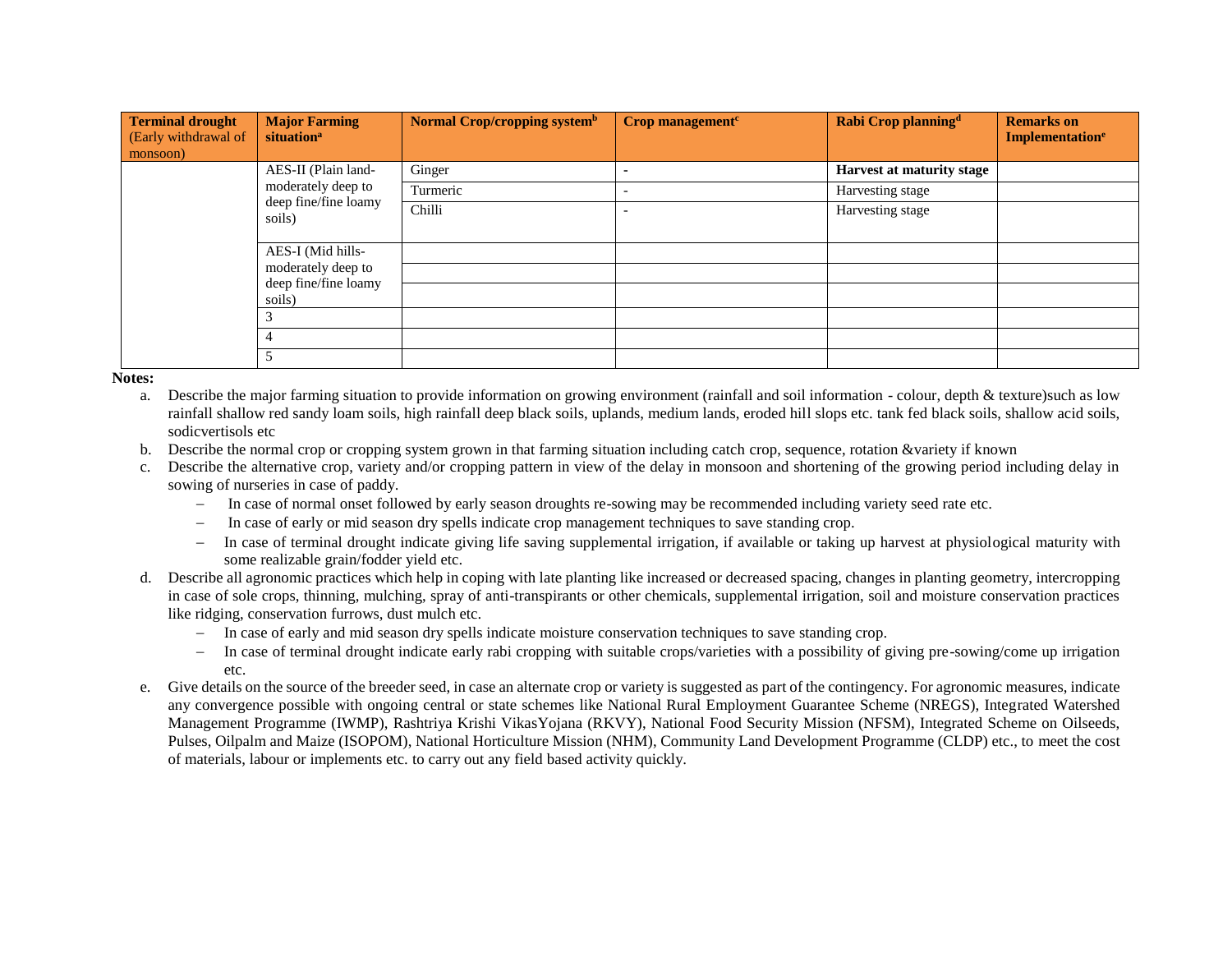| Terminal drought (Early withdrawal of monsoon) | Major Farming situation[a] | Normal Crop/cropping system[b] | Crop management[c] | Rabi Crop planning[d] | Remarks on Implementation[e] |
|---|---|---|---|---|---|
| | AES-II (Plain land- moderately deep to deep fine/fine loamy soils) | Ginger | - | **Harvest at maturity stage** | |
| | | Turmeric | - | Harvesting stage | |
| | | Chilli | - | Harvesting stage | |
| | AES-I (Mid hills- moderately deep to deep fine/fine loamy soils) | | | | |
| | | | | | |
| | | | | | |
| | 3 | | | | |
| | 4 | | | | |
| | 5 | | | | |

**Notes:**

a. Describe the major farming situation to provide information on growing environment (rainfall and soil information - colour, depth & texture)such as low rainfall shallow red sandy loam soils, high rainfall deep black soils, uplands, medium lands, eroded hill slops etc. tank fed black soils, shallow acid soils, sodicvertisols etc

b. Describe the normal crop or cropping system grown in that farming situation including catch crop, sequence, rotation &variety if known

c. Describe the alternative crop, variety and/or cropping pattern in view of the delay in monsoon and shortening of the growing period including delay in sowing of nurseries in case of paddy.
   - In case of normal onset followed by early season droughts re-sowing may be recommended including variety seed rate etc.
   - In case of early or mid season dry spells indicate crop management techniques to save standing crop.
   - In case of terminal drought indicate giving life saving supplemental irrigation, if available or taking up harvest at physiological maturity with some realizable grain/fodder yield etc.

d. Describe all agronomic practices which help in coping with late planting like increased or decreased spacing, changes in planting geometry, intercropping in case of sole crops, thinning, mulching, spray of anti-transpirants or other chemicals, supplemental irrigation, soil and moisture conservation practices like ridging, conservation furrows, dust mulch etc.
   - In case of early and mid season dry spells indicate moisture conservation techniques to save standing crop.
   - In case of terminal drought indicate early rabi cropping with suitable crops/varieties with a possibility of giving pre-sowing/come up irrigation etc.

e. Give details on the source of the breeder seed, in case an alternate crop or variety is suggested as part of the contingency. For agronomic measures, indicate any convergence possible with ongoing central or state schemes like National Rural Employment Guarantee Scheme (NREGS), Integrated Watershed Management Programme (IWMP), Rashtriya Krishi VikasYojana (RKVY), National Food Security Mission (NFSM), Integrated Scheme on Oilseeds, Pulses, Oilpalm and Maize (ISOPOM), National Horticulture Mission (NHM), Community Land Development Programme (CLDP) etc., to meet the cost of materials, labour or implements etc. to carry out any field based activity quickly.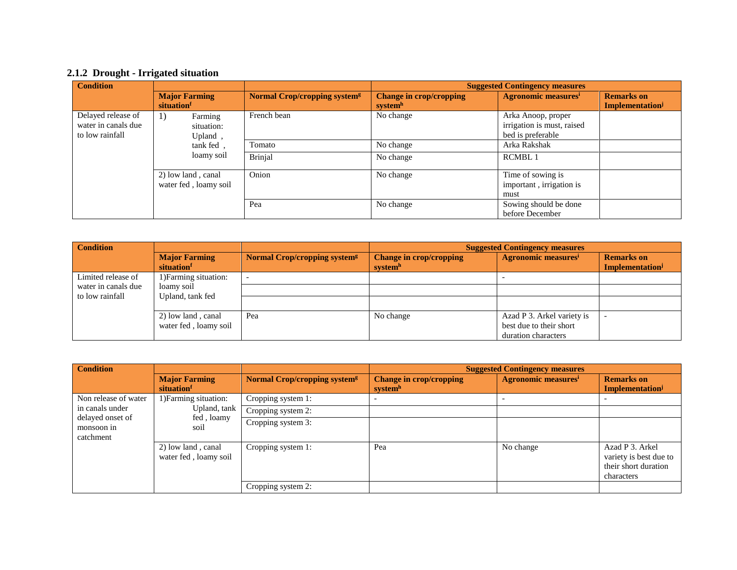### 2.1.2 Drought - Irrigated situation

| Condition | | | Suggested Contingency measures | | |
|---|---|---|---|---|---|
| | Major Farming situation[f] | Normal Crop/cropping system[g] | Change in crop/cropping system[h] | Agronomic measures[i] | Remarks on Implementation[j] |
| Delayed release of water in canals due to low rainfall | 1) Farming situation: Upland , tank fed , loamy soil | French bean | No change | Arka Anoop, proper irrigation is must, raised bed is preferable | |
| | | Tomato | No change | Arka Rakshak | |
| | | Brinjal | No change | RCMBL 1 | |
| | 2) low land , canal water fed , loamy soil | Onion | No change | Time of sowing is important , irrigation is must | |
| | | Pea | No change | Sowing should be done before December | |

| Condition | | | Suggested Contingency measures | | |
|---|---|---|---|---|---|
| | Major Farming situation[f] | Normal Crop/cropping system[g] | Change in crop/cropping system[h] | Agronomic measures[i] | Remarks on Implementation[j] |
| Limited release of water in canals due to low rainfall | 1)Farming situation: loamy soil Upland, tank fed | - | | - | |
| | | | | | |
| | | | | | |
| | 2) low land , canal water fed , loamy soil | Pea | No change | Azad P 3. Arkel variety is best due to their short duration characters | - |

| Condition | | | Suggested Contingency measures | | |
|---|---|---|---|---|---|
| | Major Farming situation[f] | Normal Crop/cropping system[g] | Change in crop/cropping system[h] | Agronomic measures[i] | Remarks on Implementation[j] |
| Non release of water in canals under delayed onset of monsoon in catchment | 1)Farming situation: Upland, tank fed , loamy soil | Cropping system 1: | - | - | - |
| | | Cropping system 2: | | | |
| | | Cropping system 3: | | | |
| | 2) low land , canal water fed , loamy soil | Cropping system 1: | Pea | No change | Azad P 3. Arkel variety is best due to their short duration characters |
| | | Cropping system 2: | | | |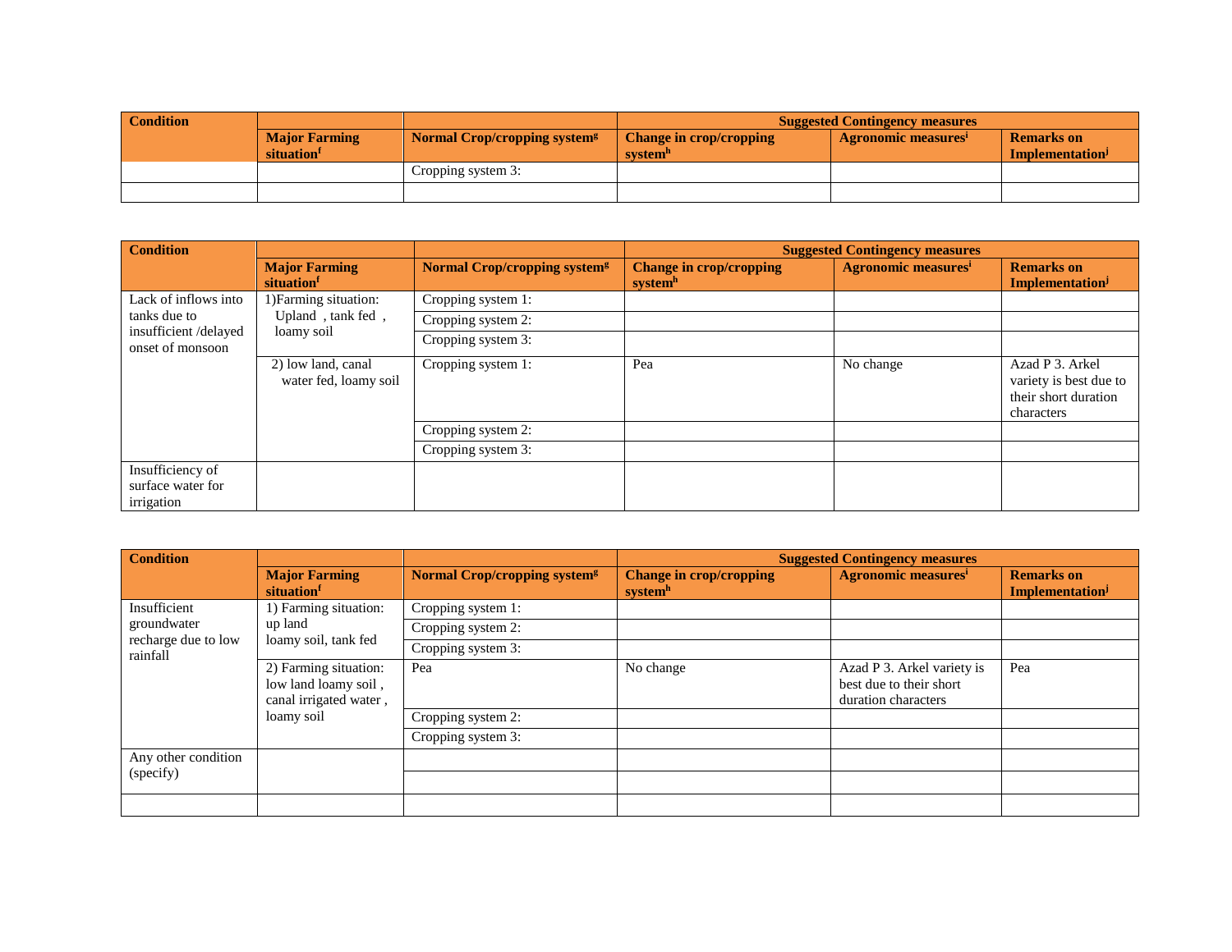| Condition | | | Suggested Contingency measures | | |
|---|---|---|---|---|---|
| | Major Farming situation[f] | Normal Crop/cropping system[g] | Change in crop/cropping system[h] | Agronomic measures[i] | Remarks on Implementation[j] |
| | | Cropping system 3: | | | |
| | | | | | |

| Condition | | | Suggested Contingency measures | | |
|---|---|---|---|---|---|
| | Major Farming situation[f] | Normal Crop/cropping system[g] | Change in crop/cropping system[h] | Agronomic measures[i] | Remarks on Implementation[j] |
| Lack of inflows into tanks due to insufficient /delayed onset of monsoon | 1)Farming situation: Upland , tank fed , loamy soil | Cropping system 1: | | | |
| | | Cropping system 2: | | | |
| | | Cropping system 3: | | | |
| | 2) low land, canal water fed, loamy soil | Cropping system 1: | Pea | No change | Azad P 3. Arkel variety is best due to their short duration characters |
| | | Cropping system 2: | | | |
| | | Cropping system 3: | | | |
| Insufficiency of surface water for irrigation | | | | | |

| Condition | | | Suggested Contingency measures | | |
|---|---|---|---|---|---|
| | Major Farming situation[f] | Normal Crop/cropping system[g] | Change in crop/cropping system[h] | Agronomic measures[i] | Remarks on Implementation[j] |
| Insufficient groundwater recharge due to low rainfall | 1) Farming situation: up land loamy soil, tank fed | Cropping system 1: | | | |
| | | Cropping system 2: | | | |
| | | Cropping system 3: | | | |
| | 2) Farming situation: low land loamy soil , canal irrigated water , loamy soil | Pea | No change | Azad P 3. Arkel variety is best due to their short duration characters | Pea |
| | | Cropping system 2: | | | |
| | | Cropping system 3: | | | |
| Any other condition (specify) | | | | | |
| | | | | | |
| | | | | | |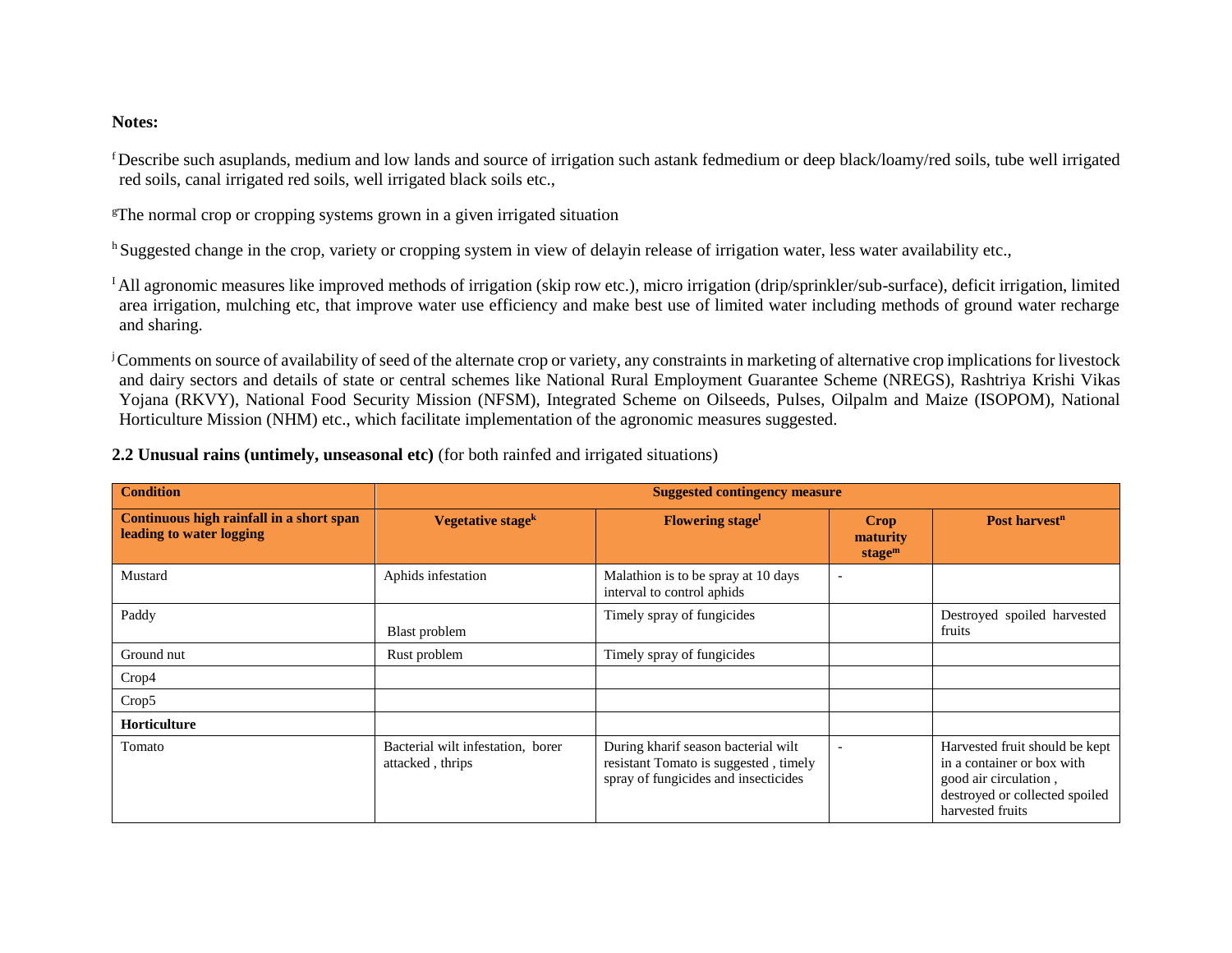**Notes:**

[f] Describe such asuplands, medium and low lands and source of irrigation such astank fedmedium or deep black/loamy/red soils, tube well irrigated red soils, canal irrigated red soils, well irrigated black soils etc.,

[g]The normal crop or cropping systems grown in a given irrigated situation

[h] Suggested change in the crop, variety or cropping system in view of delayin release of irrigation water, less water availability etc.,

[I] All agronomic measures like improved methods of irrigation (skip row etc.), micro irrigation (drip/sprinkler/sub-surface), deficit irrigation, limited area irrigation, mulching etc, that improve water use efficiency and make best use of limited water including methods of ground water recharge and sharing.

[j] Comments on source of availability of seed of the alternate crop or variety, any constraints in marketing of alternative crop implications for livestock and dairy sectors and details of state or central schemes like National Rural Employment Guarantee Scheme (NREGS), Rashtriya Krishi Vikas Yojana (RKVY), National Food Security Mission (NFSM), Integrated Scheme on Oilseeds, Pulses, Oilpalm and Maize (ISOPOM), National Horticulture Mission (NHM) etc., which facilitate implementation of the agronomic measures suggested.

**2.2 Unusual rains (untimely, unseasonal etc)** (for both rainfed and irrigated situations)

| **Condition** | **Suggested contingency measure** | | | |
|---|---|---|---|---|
| **Continuous high rainfall in a short span leading to water logging** | **Vegetative stage[k]** | **Flowering stage[l]** | **Crop maturity stage[m]** | **Post harvest[n]** |
| Mustard | Aphids infestation | Malathion is to be spray at 10 days interval to control aphids | - | |
| Paddy | Blast problem | Timely spray of fungicides | | Destroyed spoiled harvested fruits |
| Ground nut | Rust problem | Timely spray of fungicides | | |
| Crop4 | | | | |
| Crop5 | | | | |
| **Horticulture** | | | | |
| Tomato | Bacterial wilt infestation, borer attacked , thrips | During kharif season bacterial wilt resistant Tomato is suggested , timely spray of fungicides and insecticides | - | Harvested fruit should be kept in a container or box with good air circulation , destroyed or collected spoiled harvested fruits |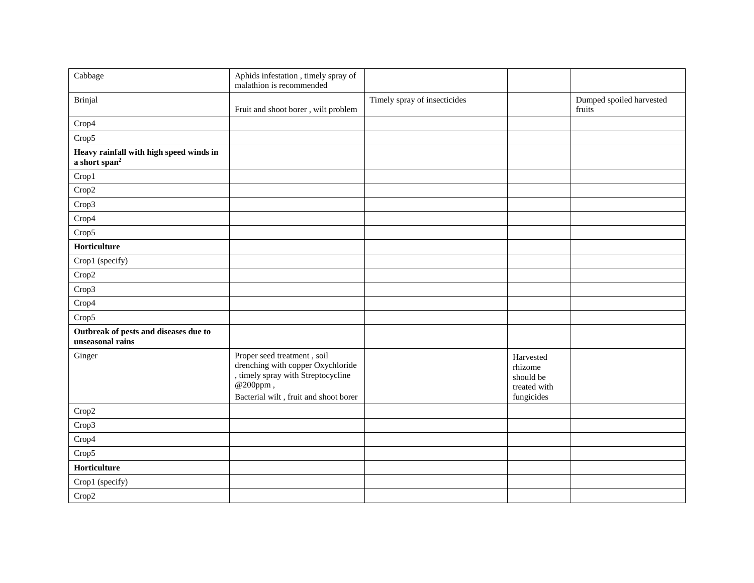| | | | | |
|---|---|---|---|---|
| Cabbage | Aphids infestation , timely spray of malathion is recommended | | | |
| Brinjal | Fruit and shoot borer , wilt problem | Timely spray of insecticides | | Dumped spoiled harvested fruits |
| Crop4 | | | | |
| Crop5 | | | | |
| **Heavy rainfall with high speed winds in a short span[2]** | | | | |
| Crop1 | | | | |
| Crop2 | | | | |
| Crop3 | | | | |
| Crop4 | | | | |
| Crop5 | | | | |
| **Horticulture** | | | | |
| Crop1 (specify) | | | | |
| Crop2 | | | | |
| Crop3 | | | | |
| Crop4 | | | | |
| Crop5 | | | | |
| **Outbreak of pests and diseases due to unseasonal rains** | | | | |
| Ginger | Proper seed treatment , soil drenching with copper Oxychloride , timely spray with Streptocycline @200ppm , Bacterial wilt , fruit and shoot borer | | Harvested rhizome should be treated with fungicides | |
| Crop2 | | | | |
| Crop3 | | | | |
| Crop4 | | | | |
| Crop5 | | | | |
| **Horticulture** | | | | |
| Crop1 (specify) | | | | |
| Crop2 | | | | |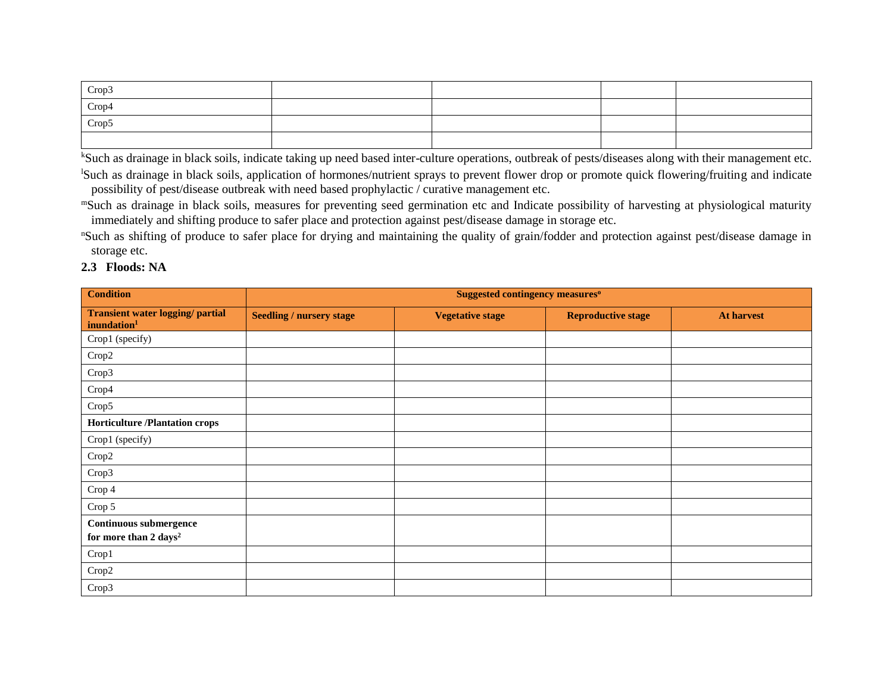| | | | | |
|---|---|---|---|---|
| Crop3 | | | | |
| Crop4 | | | | |
| Crop5 | | | | |
| | | | | |

[k]Such as drainage in black soils, indicate taking up need based inter-culture operations, outbreak of pests/diseases along with their management etc.

[l]Such as drainage in black soils, application of hormones/nutrient sprays to prevent flower drop or promote quick flowering/fruiting and indicate possibility of pest/disease outbreak with need based prophylactic / curative management etc.

[m]Such as drainage in black soils, measures for preventing seed germination etc and Indicate possibility of harvesting at physiological maturity immediately and shifting produce to safer place and protection against pest/disease damage in storage etc.

[n]Such as shifting of produce to safer place for drying and maintaining the quality of grain/fodder and protection against pest/disease damage in storage etc.

**2.3 Floods: NA**

| **Condition** | **Suggested contingency measures[o]** | | | |
|---|---|---|---|---|
| **Transient water logging/ partial inundation[1]** | **Seedling / nursery stage** | **Vegetative stage** | **Reproductive stage** | **At harvest** |
| Crop1 (specify) | | | | |
| Crop2 | | | | |
| Crop3 | | | | |
| Crop4 | | | | |
| Crop5 | | | | |
| **Horticulture /Plantation crops** | | | | |
| Crop1 (specify) | | | | |
| Crop2 | | | | |
| Crop3 | | | | |
| Crop 4 | | | | |
| Crop 5 | | | | |
| **Continuous submergence for more than 2 days[2]** | | | | |
| Crop1 | | | | |
| Crop2 | | | | |
| Crop3 | | | | |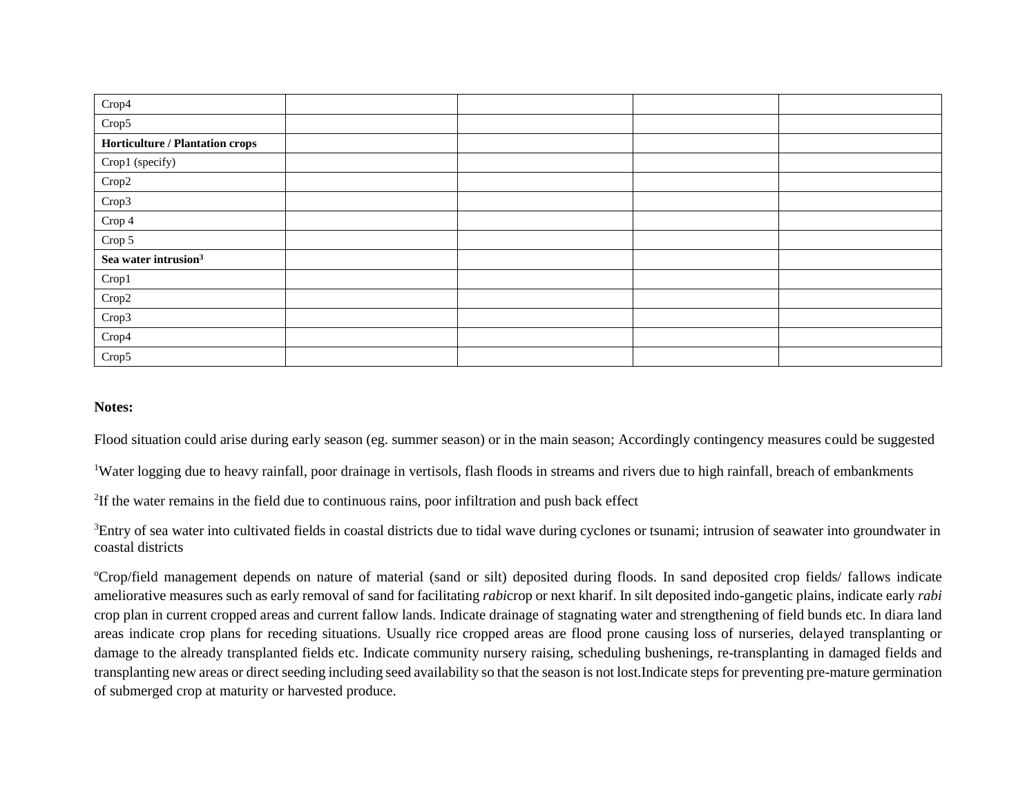| Crop4 | | | | |
|---|---|---|---|---|
| Crop5 | | | | |
| **Horticulture / Plantation crops** | | | | |
| Crop1 (specify) | | | | |
| Crop2 | | | | |
| Crop3 | | | | |
| Crop 4 | | | | |
| Crop 5 | | | | |
| **Sea water intrusion[3]** | | | | |
| Crop1 | | | | |
| Crop2 | | | | |
| Crop3 | | | | |
| Crop4 | | | | |
| Crop5 | | | | |

**Notes:**

Flood situation could arise during early season (eg. summer season) or in the main season; Accordingly contingency measures could be suggested

[1]Water logging due to heavy rainfall, poor drainage in vertisols, flash floods in streams and rivers due to high rainfall, breach of embankments

[2]If the water remains in the field due to continuous rains, poor infiltration and push back effect

[3]Entry of sea water into cultivated fields in coastal districts due to tidal wave during cyclones or tsunami; intrusion of seawater into groundwater in coastal districts

[o]Crop/field management depends on nature of material (sand or silt) deposited during floods. In sand deposited crop fields/ fallows indicate ameliorative measures such as early removal of sand for facilitating *rabi*crop or next kharif. In silt deposited indo-gangetic plains, indicate early *rabi* crop plan in current cropped areas and current fallow lands. Indicate drainage of stagnating water and strengthening of field bunds etc. In diara land areas indicate crop plans for receding situations. Usually rice cropped areas are flood prone causing loss of nurseries, delayed transplanting or damage to the already transplanted fields etc. Indicate community nursery raising, scheduling bushenings, re-transplanting in damaged fields and transplanting new areas or direct seeding including seed availability so that the season is not lost.Indicate steps for preventing pre-mature germination of submerged crop at maturity or harvested produce.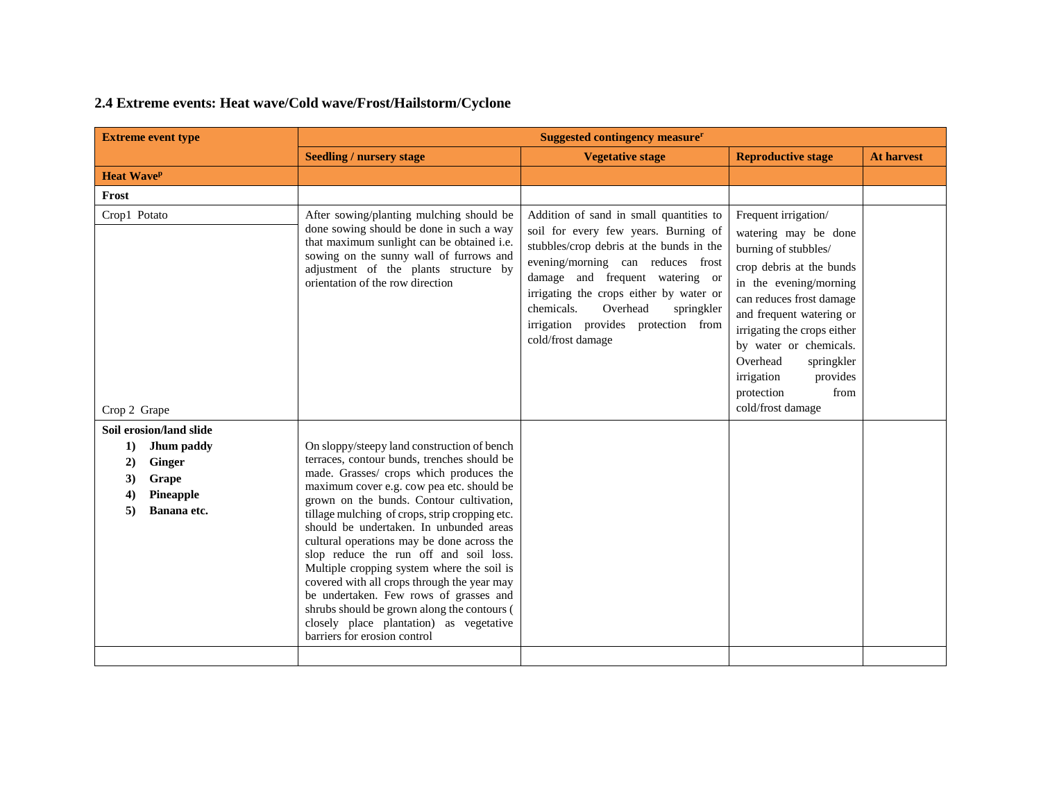## 2.4 Extreme events: Heat wave/Cold wave/Frost/Hailstorm/Cyclone

| **Extreme event type** | **Suggested contingency measure[r]** | | | |
|---|---|---|---|---|
| | **Seedling / nursery stage** | **Vegetative stage** | **Reproductive stage** | **At harvest** |
| **Heat Wave[p]** | | | | |
| **Frost** | | | | |
| Crop1 Potato<br><br>Crop 2 Grape | After sowing/planting mulching should be done sowing should be done in such a way that maximum sunlight can be obtained i.e. sowing on the sunny wall of furrows and adjustment of the plants structure by orientation of the row direction | Addition of sand in small quantities to soil for every few years. Burning of stubbles/crop debris at the bunds in the evening/morning can reduces frost damage and frequent watering or irrigating the crops either by water or chemicals. Overhead springkler irrigation provides protection from cold/frost damage | Frequent irrigation/ watering may be done burning of stubbles/ crop debris at the bunds in the evening/morning can reduces frost damage and frequent watering or irrigating the crops either by water or chemicals. Overhead springkler irrigation provides protection from cold/frost damage | |
| **Soil erosion/land slide**<br>**1) Jhum paddy**<br>**2) Ginger**<br>**3) Grape**<br>**4) Pineapple**<br>**5) Banana etc.** | On sloppy/steepy land construction of bench terraces, contour bunds, trenches should be made. Grasses/ crops which produces the maximum cover e.g. cow pea etc. should be grown on the bunds. Contour cultivation, tillage mulching of crops, strip cropping etc. should be undertaken. In unbunded areas cultural operations may be done across the slop reduce the run off and soil loss. Multiple cropping system where the soil is covered with all crops through the year may be undertaken. Few rows of grasses and shrubs should be grown along the contours ( closely place plantation) as vegetative barriers for erosion control | | | |
| | | | | |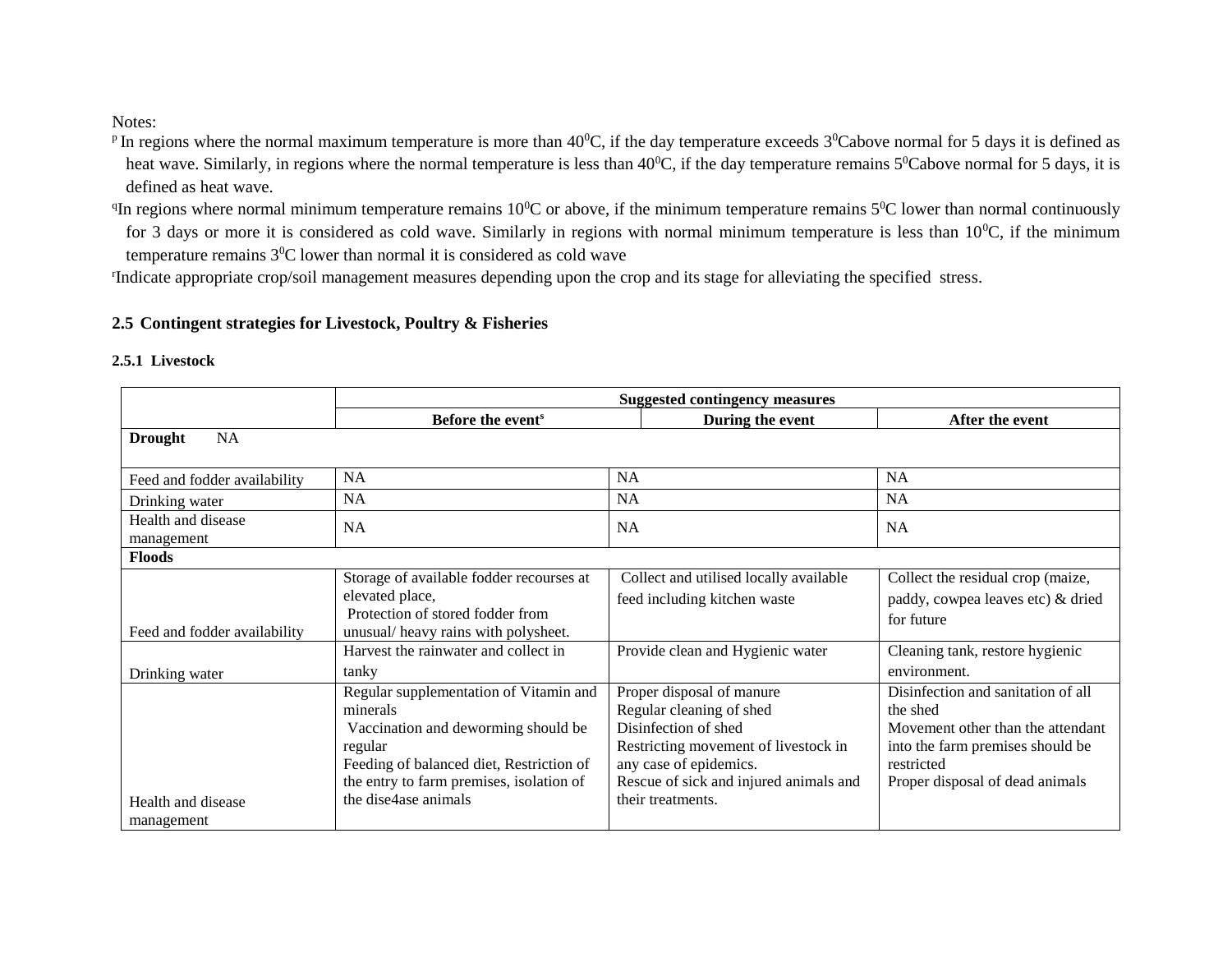Notes:

[p] In regions where the normal maximum temperature is more than $40^0$C, if the day temperature exceeds $3^0$Cabove normal for 5 days it is defined as heat wave. Similarly, in regions where the normal temperature is less than $40^0$C, if the day temperature remains $5^0$Cabove normal for 5 days, it is defined as heat wave.

[q] In regions where normal minimum temperature remains $10^0$C or above, if the minimum temperature remains $5^0$C lower than normal continuously for 3 days or more it is considered as cold wave. Similarly in regions with normal minimum temperature is less than $10^0$C, if the minimum temperature remains $3^0$C lower than normal it is considered as cold wave

[r] Indicate appropriate crop/soil management measures depending upon the crop and its stage for alleviating the specified stress.

## 2.5 Contingent strategies for Livestock, Poultry & Fisheries

### 2.5.1 Livestock

| | Suggested contingency measures | | |
|---|---|---|---|
| | Before the event[s] | During the event | After the event |
| **Drought** NA | | | |
| Feed and fodder availability | NA | NA | NA |
| Drinking water | NA | NA | NA |
| Health and disease management | NA | NA | NA |
| **Floods** | | | |
| Feed and fodder availability | Storage of available fodder recourses at elevated place, Protection of stored fodder from unusual/ heavy rains with polysheet. | Collect and utilised locally available feed including kitchen waste | Collect the residual crop (maize, paddy, cowpea leaves etc) & dried for future |
| Drinking water | Harvest the rainwater and collect in tanky | Provide clean and Hygienic water | Cleaning tank, restore hygienic environment. |
| Health and disease management | Regular supplementation of Vitamin and minerals<br>Vaccination and deworming should be regular<br>Feeding of balanced diet, Restriction of the entry to farm premises, isolation of the dise4ase animals | Proper disposal of manure<br>Regular cleaning of shed<br>Disinfection of shed<br>Restricting movement of livestock in any case of epidemics.<br>Rescue of sick and injured animals and their treatments. | Disinfection and sanitation of all the shed<br>Movement other than the attendant into the farm premises should be restricted<br>Proper disposal of dead animals |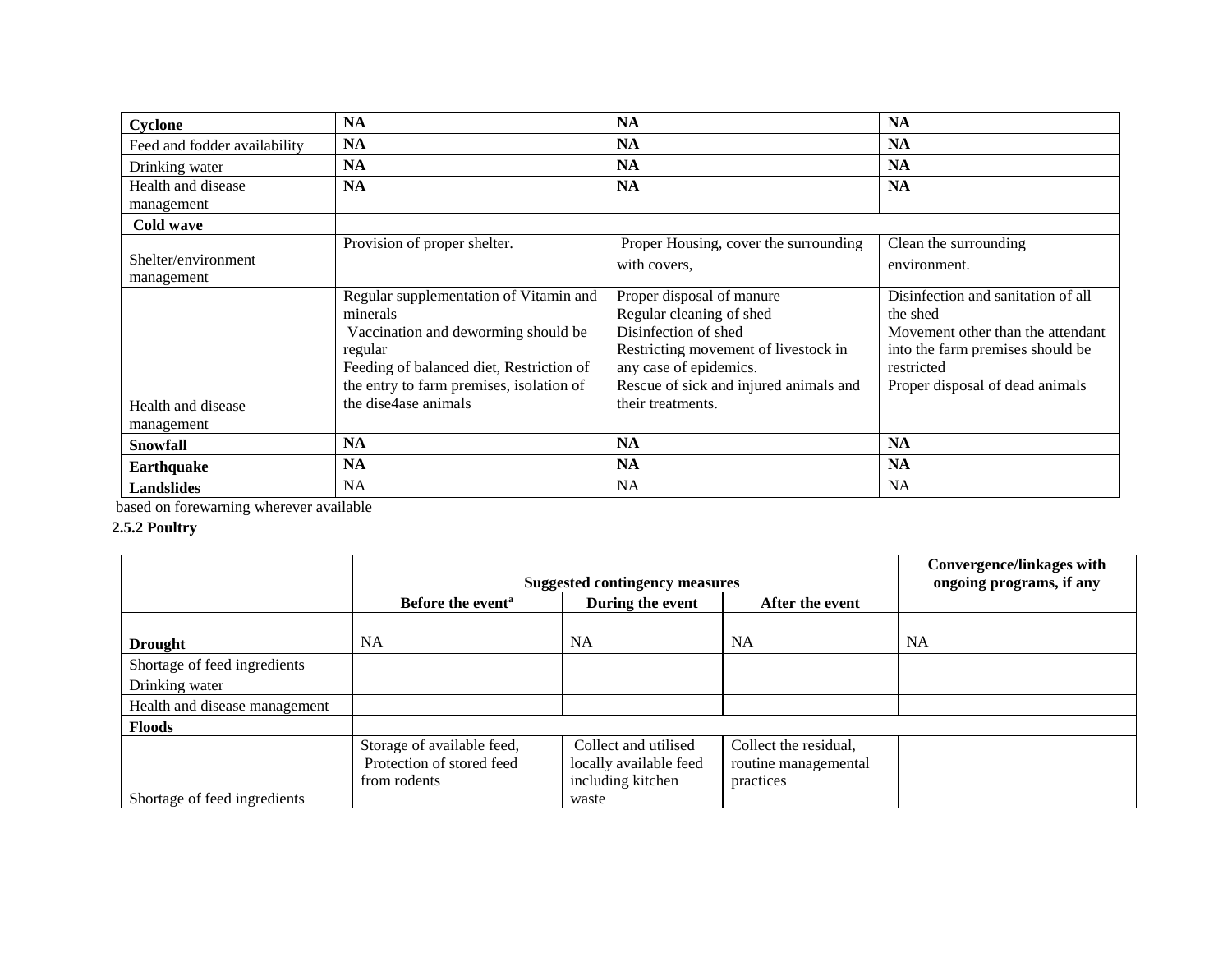| **Cyclone** | **NA** | **NA** | **NA** |
|---|---|---|---|
| Feed and fodder availability | **NA** | **NA** | **NA** |
| Drinking water | **NA** | **NA** | **NA** |
| Health and disease management | **NA** | **NA** | **NA** |
| **Cold wave** | | | |
| Shelter/environment management | Provision of proper shelter. | Proper Housing, cover the surrounding with covers, | Clean the surrounding environment. |
| Health and disease management | Regular supplementation of Vitamin and minerals<br>Vaccination and deworming should be regular<br>Feeding of balanced diet, Restriction of the entry to farm premises, isolation of the dise4ase animals | Proper disposal of manure<br>Regular cleaning of shed<br>Disinfection of shed<br>Restricting movement of livestock in any case of epidemics.<br>Rescue of sick and injured animals and their treatments. | Disinfection and sanitation of all the shed<br>Movement other than the attendant into the farm premises should be restricted<br>Proper disposal of dead animals |
| **Snowfall** | **NA** | **NA** | **NA** |
| **Earthquake** | **NA** | **NA** | **NA** |
| **Landslides** | NA | NA | NA |

based on forewarning wherever available

**2.5.2 Poultry**

| | **Suggested contingency measures** | | | **Convergence/linkages with ongoing programs, if any** |
|---|---|---|---|---|
| | **Before the event[a]** | **During the event** | **After the event** | |
| | | | | |
| **Drought** | NA | NA | NA | NA |
| Shortage of feed ingredients | | | | |
| Drinking water | | | | |
| Health and disease management | | | | |
| **Floods** | | | | |
| Shortage of feed ingredients | Storage of available feed, Protection of stored feed from rodents | Collect and utilised locally available feed including kitchen waste | Collect the residual, routine managemental practices | |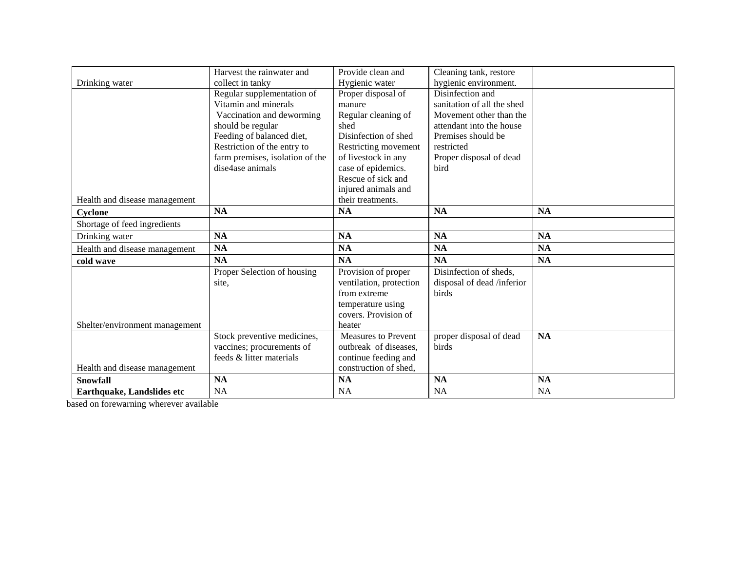| | | | | |
|---|---|---|---|---|
| Drinking water | Harvest the rainwater and collect in tanky | Provide clean and Hygienic water | Cleaning tank, restore hygienic environment. | |
| Health and disease management | Regular supplementation of Vitamin and minerals<br>Vaccination and deworming should be regular<br>Feeding of balanced diet, Restriction of the entry to farm premises, isolation of the dise4ase animals | Proper disposal of manure<br>Regular cleaning of shed<br>Disinfection of shed<br>Restricting movement of livestock in any case of epidemics.<br>Rescue of sick and injured animals and their treatments. | Disinfection and sanitation of all the shed<br>Movement other than the attendant into the house Premises should be restricted<br>Proper disposal of dead bird | |
| **Cyclone** | **NA** | **NA** | **NA** | **NA** |
| Shortage of feed ingredients | | | | |
| Drinking water | **NA** | **NA** | **NA** | **NA** |
| Health and disease management | **NA** | **NA** | **NA** | **NA** |
| **cold wave** | **NA** | **NA** | **NA** | **NA** |
| Shelter/environment management | Proper Selection of housing site, | Provision of proper ventilation, protection from extreme temperature using covers. Provision of heater | Disinfection of sheds, disposal of dead /inferior birds | |
| Health and disease management | Stock preventive medicines, vaccines; procurements of feeds & litter materials | Measures to Prevent outbreak of diseases, continue feeding and construction of shed, | proper disposal of dead birds | **NA** |
| **Snowfall** | **NA** | **NA** | **NA** | **NA** |
| **Earthquake, Landslides etc** | NA | NA | NA | NA |

based on forewarning wherever available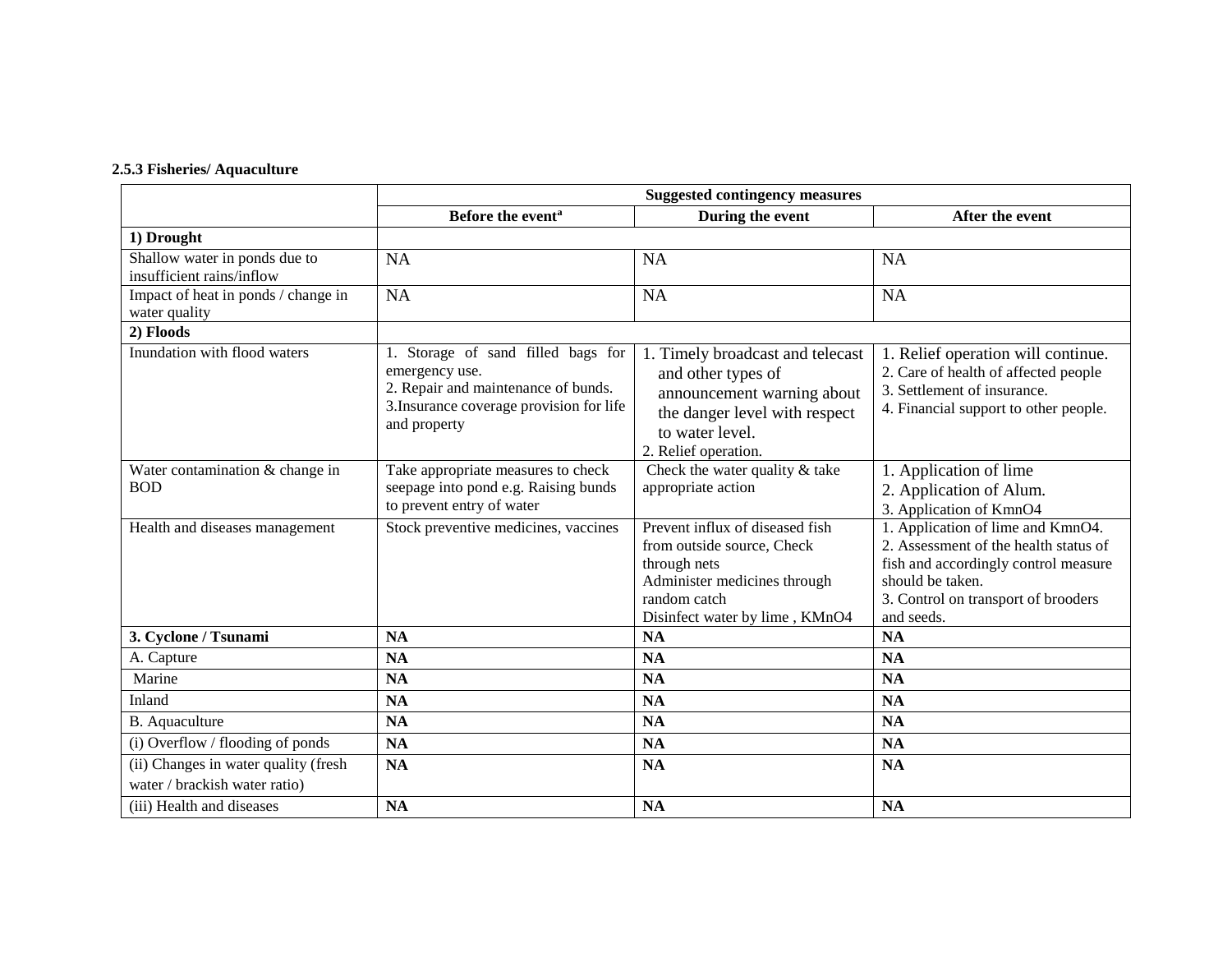**2.5.3 Fisheries/ Aquaculture**

| | Suggested contingency measures | | |
|---|---|---|---|
| | Before the event[a] | During the event | After the event |
| **1) Drought** | | | |
| Shallow water in ponds due to insufficient rains/inflow | NA | NA | NA |
| Impact of heat in ponds / change in water quality | NA | NA | NA |
| **2) Floods** | | | |
| Inundation with flood waters | 1. Storage of sand filled bags for emergency use.<br>2. Repair and maintenance of bunds.<br>3.Insurance coverage provision for life and property | 1. Timely broadcast and telecast and other types of announcement warning about the danger level with respect to water level.<br>2. Relief operation. | 1. Relief operation will continue.<br>2. Care of health of affected people<br>3. Settlement of insurance.<br>4. Financial support to other people. |
| Water contamination & change in BOD | Take appropriate measures to check seepage into pond e.g. Raising bunds to prevent entry of water | Check the water quality & take appropriate action | 1. Application of lime<br>2. Application of Alum.<br>3. Application of KmnO4 |
| Health and diseases management | Stock preventive medicines, vaccines | Prevent influx of diseased fish from outside source, Check through nets<br>Administer medicines through random catch<br>Disinfect water by lime , KMnO4 | 1. Application of lime and KmnO4.<br>2. Assessment of the health status of fish and accordingly control measure should be taken.<br>3. Control on transport of brooders and seeds. |
| **3. Cyclone / Tsunami** | **NA** | **NA** | **NA** |
| A. Capture | **NA** | **NA** | **NA** |
| Marine | **NA** | **NA** | **NA** |
| Inland | **NA** | **NA** | **NA** |
| B. Aquaculture | **NA** | **NA** | **NA** |
| (i) Overflow / flooding of ponds | **NA** | **NA** | **NA** |
| (ii) Changes in water quality (fresh water / brackish water ratio) | **NA** | **NA** | **NA** |
| (iii) Health and diseases | **NA** | **NA** | **NA** |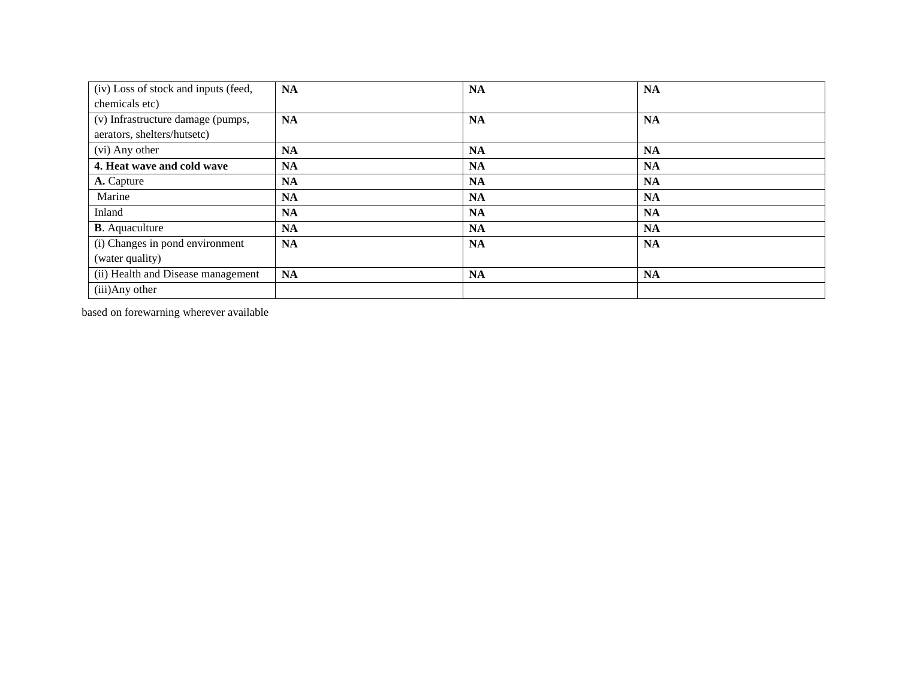| | | | |
|---|---|---|---|
| (iv) Loss of stock and inputs (feed, chemicals etc) | **NA** | **NA** | **NA** |
| (v) Infrastructure damage (pumps, aerators, shelters/hutsetc) | **NA** | **NA** | **NA** |
| (vi) Any other | **NA** | **NA** | **NA** |
| **4. Heat wave and cold wave** | **NA** | **NA** | **NA** |
| **A.** Capture | **NA** | **NA** | **NA** |
| Marine | **NA** | **NA** | **NA** |
| Inland | **NA** | **NA** | **NA** |
| **B**. Aquaculture | **NA** | **NA** | **NA** |
| (i) Changes in pond environment (water quality) | **NA** | **NA** | **NA** |
| (ii) Health and Disease management | **NA** | **NA** | **NA** |
| (iii)Any other | | | |

based on forewarning wherever available